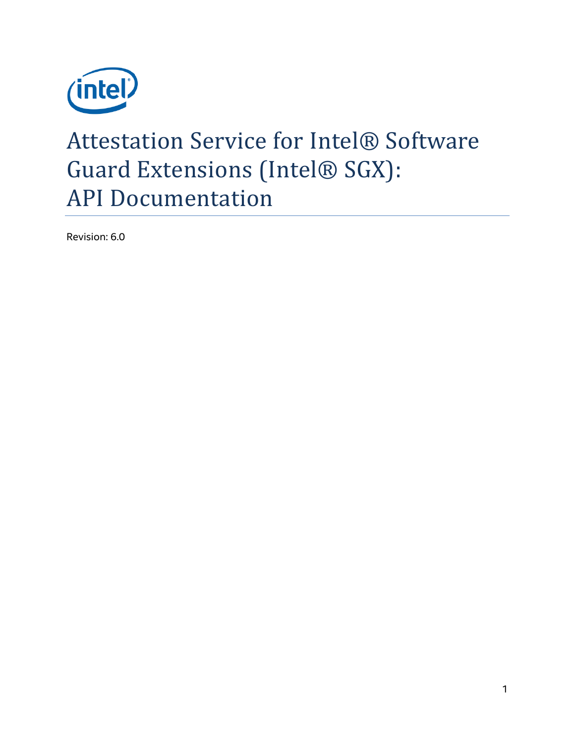# Attestation Service for Intel® Software Guard Extensions (Intel® SGX): API Documentation

Revision: 6.0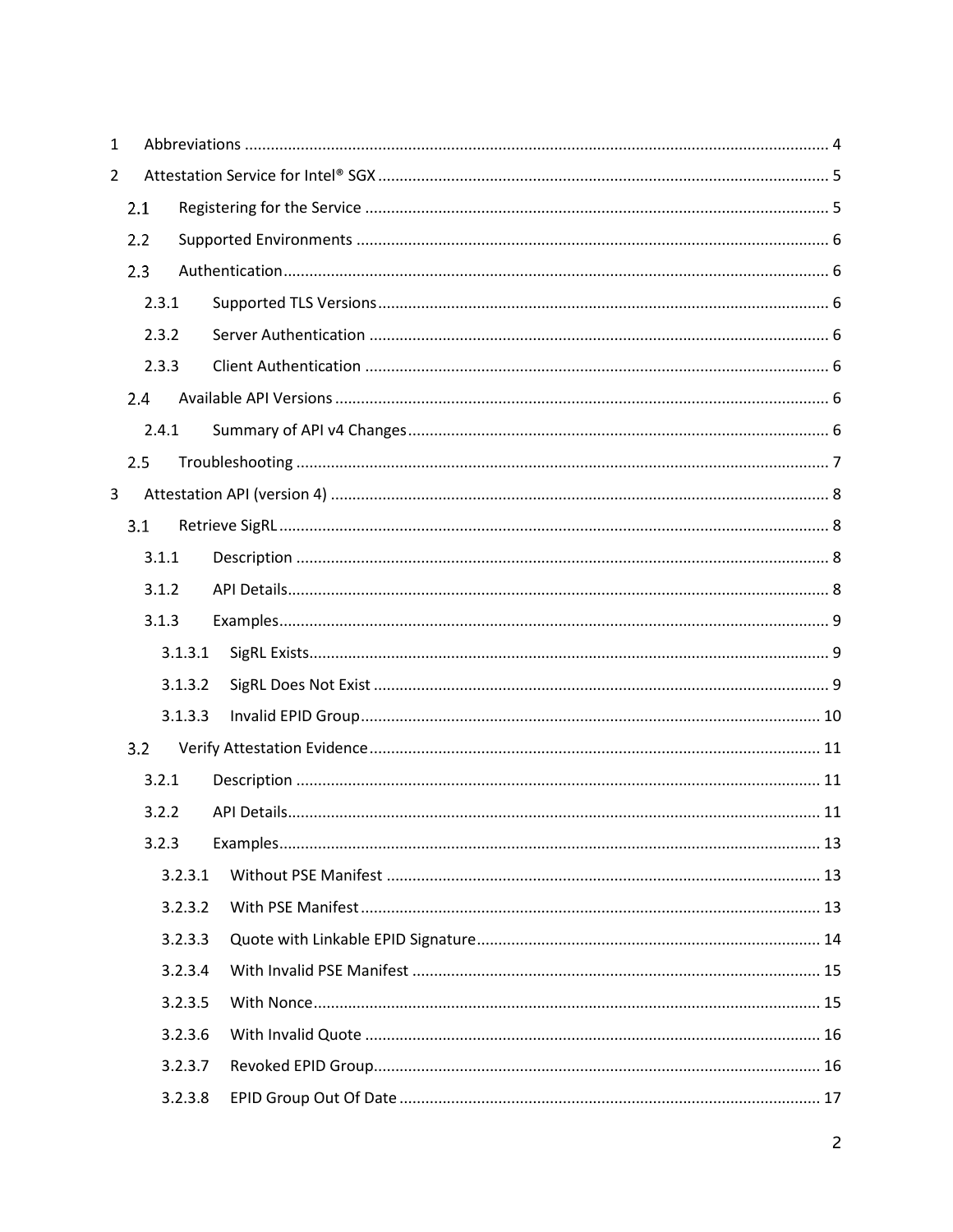1 Abbreviations .......... 4

2 Attestation Service for Intel® SGX .......... 5

- 2.1 Registering for the Service .......... 5
- 2.2 Supported Environments .......... 6
- 2.3 Authentication .......... 6
  - 2.3.1 Supported TLS Versions .......... 6
  - 2.3.2 Server Authentication .......... 6
  - 2.3.3 Client Authentication .......... 6
- 2.4 Available API Versions .......... 6
  - 2.4.1 Summary of API v4 Changes .......... 6
- 2.5 Troubleshooting .......... 7

3 Attestation API (version 4) .......... 8

- 3.1 Retrieve SigRL .......... 8
  - 3.1.1 Description .......... 8
  - 3.1.2 API Details .......... 8
  - 3.1.3 Examples .......... 9
    - 3.1.3.1 SigRL Exists .......... 9
    - 3.1.3.2 SigRL Does Not Exist .......... 9
    - 3.1.3.3 Invalid EPID Group .......... 10
- 3.2 Verify Attestation Evidence .......... 11
  - 3.2.1 Description .......... 11
  - 3.2.2 API Details .......... 11
  - 3.2.3 Examples .......... 13
    - 3.2.3.1 Without PSE Manifest .......... 13
    - 3.2.3.2 With PSE Manifest .......... 13
    - 3.2.3.3 Quote with Linkable EPID Signature .......... 14
    - 3.2.3.4 With Invalid PSE Manifest .......... 15
    - 3.2.3.5 With Nonce .......... 15
    - 3.2.3.6 With Invalid Quote .......... 16
    - 3.2.3.7 Revoked EPID Group .......... 16
    - 3.2.3.8 EPID Group Out Of Date .......... 17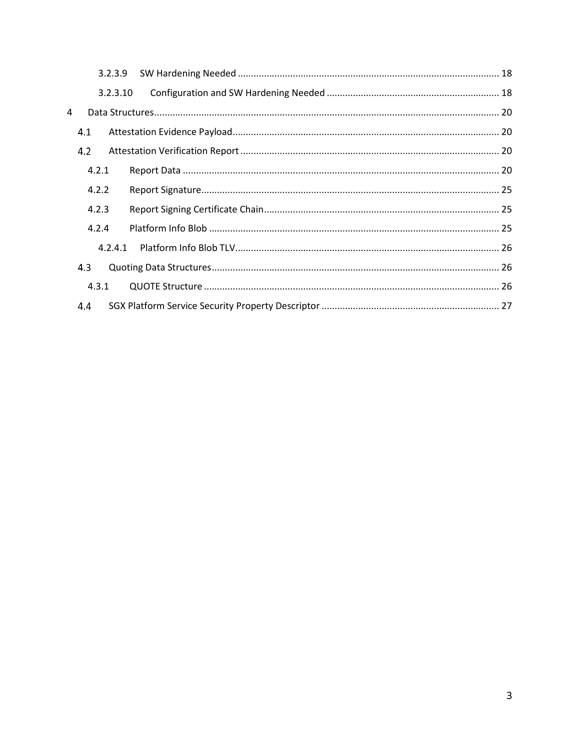3.2.3.9 SW Hardening Needed ........................................................................................ 18

3.2.3.10 Configuration and SW Hardening Needed ................................................................ 18

4 Data Structures............................................................................................................................ 20

4.1 Attestation Evidence Payload....................................................................................................... 20

4.2 Attestation Verification Report ...................................................................................................... 20

4.2.1 Report Data .................................................................................................................... 20

4.2.2 Report Signature............................................................................................................. 25

4.2.3 Report Signing Certificate Chain ...................................................................................... 25

4.2.4 Platform Info Blob ........................................................................................................... 25

4.2.4.1 Platform Info Blob TLV.................................................................................................. 26

4.3 Quoting Data Structures.............................................................................................................. 26

4.3.1 QUOTE Structure ............................................................................................................ 26

4.4 SGX Platform Service Security Property Descriptor ..................................................................... 27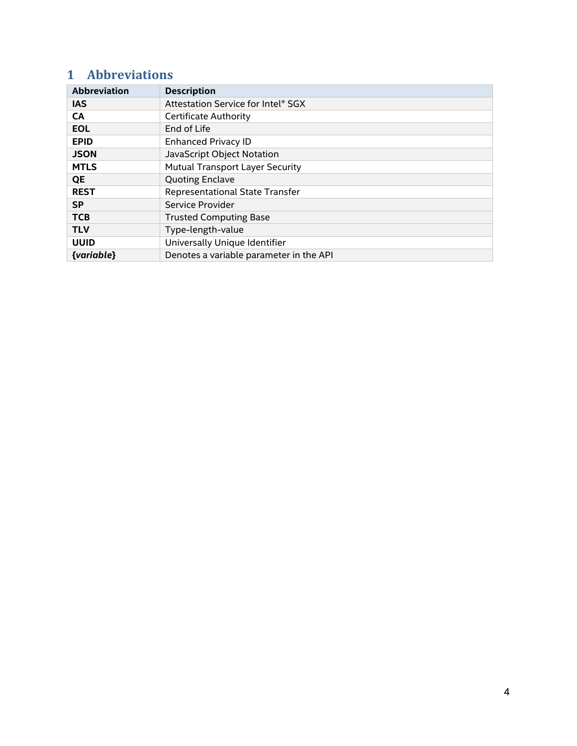# 1 Abbreviations

| Abbreviation | Description |
|---|---|
| **IAS** | Attestation Service for Intel® SGX |
| **CA** | Certificate Authority |
| **EOL** | End of Life |
| **EPID** | Enhanced Privacy ID |
| **JSON** | JavaScript Object Notation |
| **MTLS** | Mutual Transport Layer Security |
| **QE** | Quoting Enclave |
| **REST** | Representational State Transfer |
| **SP** | Service Provider |
| **TCB** | Trusted Computing Base |
| **TLV** | Type-length-value |
| **UUID** | Universally Unique Identifier |
| ***{variable}*** | Denotes a variable parameter in the API |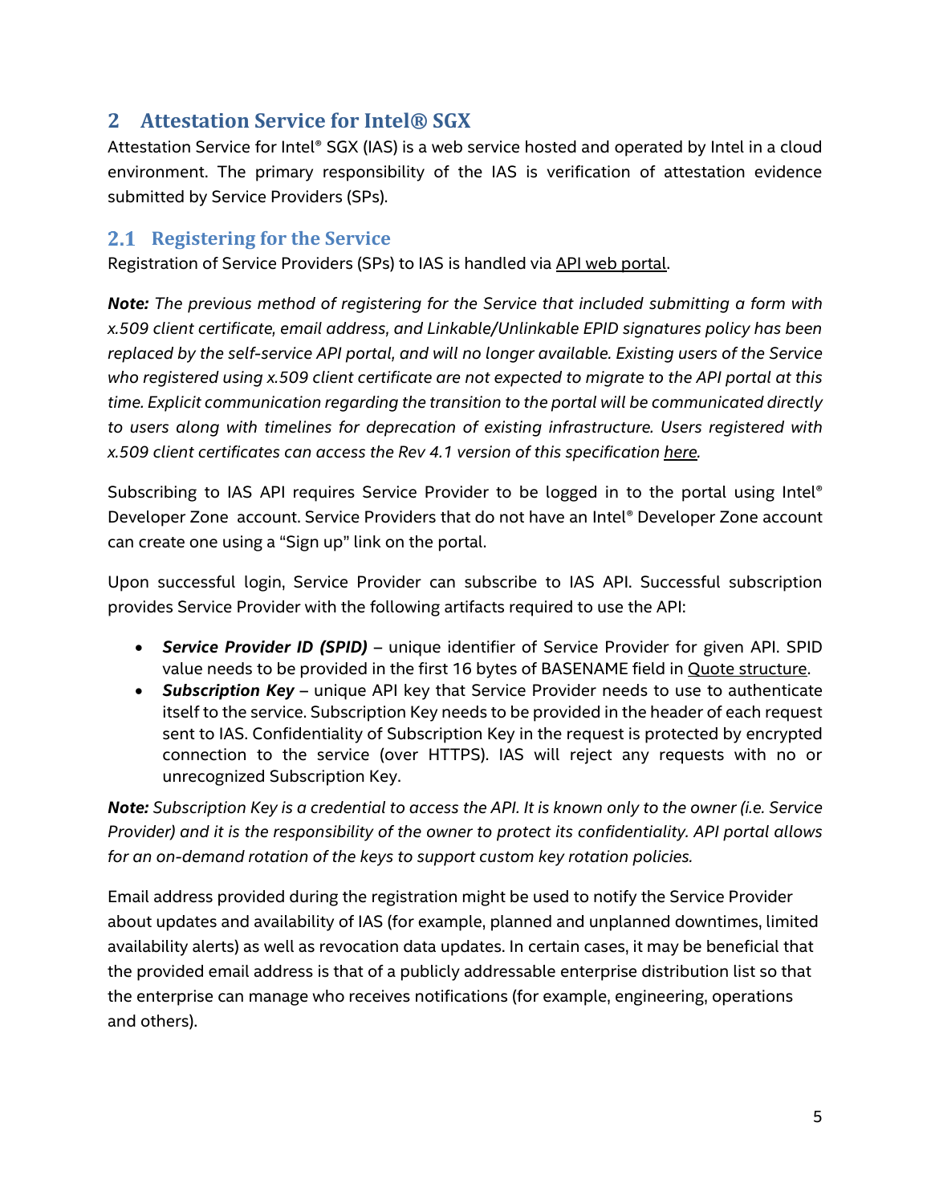# 2 Attestation Service for Intel® SGX

Attestation Service for Intel® SGX (IAS) is a web service hosted and operated by Intel in a cloud environment. The primary responsibility of the IAS is verification of attestation evidence submitted by Service Providers (SPs).

## 2.1 Registering for the Service

Registration of Service Providers (SPs) to IAS is handled via API web portal.

***Note:*** *The previous method of registering for the Service that included submitting a form with x.509 client certificate, email address, and Linkable/Unlinkable EPID signatures policy has been replaced by the self-service API portal, and will no longer available. Existing users of the Service who registered using x.509 client certificate are not expected to migrate to the API portal at this time. Explicit communication regarding the transition to the portal will be communicated directly to users along with timelines for deprecation of existing infrastructure. Users registered with x.509 client certificates can access the Rev 4.1 version of this specification here.*

Subscribing to IAS API requires Service Provider to be logged in to the portal using Intel® Developer Zone account. Service Providers that do not have an Intel® Developer Zone account can create one using a "Sign up" link on the portal.

Upon successful login, Service Provider can subscribe to IAS API. Successful subscription provides Service Provider with the following artifacts required to use the API:

- ***Service Provider ID (SPID)*** – unique identifier of Service Provider for given API. SPID value needs to be provided in the first 16 bytes of BASENAME field in Quote structure.
- ***Subscription Key*** – unique API key that Service Provider needs to use to authenticate itself to the service. Subscription Key needs to be provided in the header of each request sent to IAS. Confidentiality of Subscription Key in the request is protected by encrypted connection to the service (over HTTPS). IAS will reject any requests with no or unrecognized Subscription Key.

***Note:*** *Subscription Key is a credential to access the API. It is known only to the owner (i.e. Service Provider) and it is the responsibility of the owner to protect its confidentiality. API portal allows for an on-demand rotation of the keys to support custom key rotation policies.*

Email address provided during the registration might be used to notify the Service Provider about updates and availability of IAS (for example, planned and unplanned downtimes, limited availability alerts) as well as revocation data updates. In certain cases, it may be beneficial that the provided email address is that of a publicly addressable enterprise distribution list so that the enterprise can manage who receives notifications (for example, engineering, operations and others).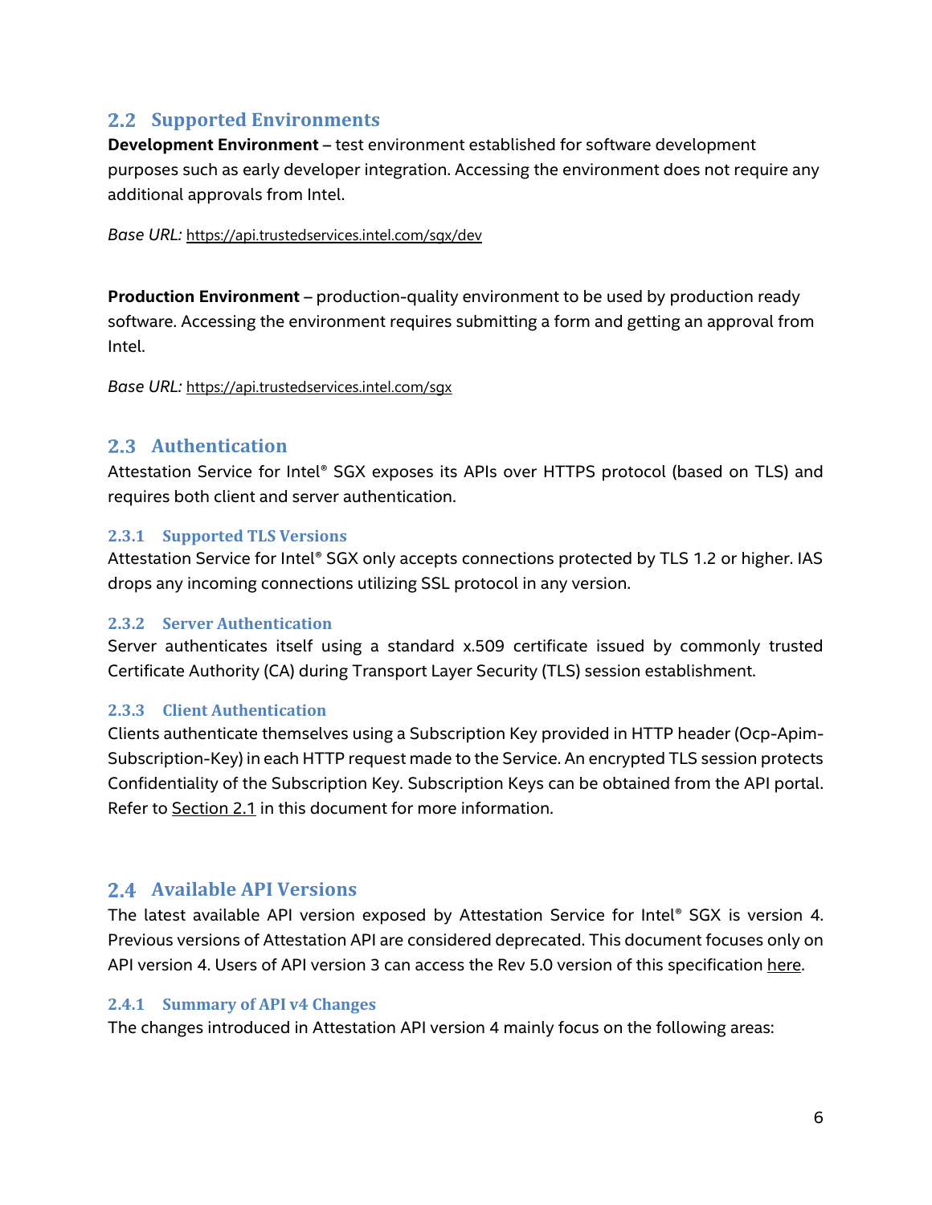## 2.2 Supported Environments

**Development Environment** – test environment established for software development purposes such as early developer integration. Accessing the environment does not require any additional approvals from Intel.

*Base URL:* https://api.trustedservices.intel.com/sgx/dev

**Production Environment** – production-quality environment to be used by production ready software. Accessing the environment requires submitting a form and getting an approval from Intel.

*Base URL:* https://api.trustedservices.intel.com/sgx

## 2.3 Authentication

Attestation Service for Intel® SGX exposes its APIs over HTTPS protocol (based on TLS) and requires both client and server authentication.

### 2.3.1 Supported TLS Versions

Attestation Service for Intel® SGX only accepts connections protected by TLS 1.2 or higher. IAS drops any incoming connections utilizing SSL protocol in any version.

### 2.3.2 Server Authentication

Server authenticates itself using a standard x.509 certificate issued by commonly trusted Certificate Authority (CA) during Transport Layer Security (TLS) session establishment.

### 2.3.3 Client Authentication

Clients authenticate themselves using a Subscription Key provided in HTTP header (Ocp-Apim-Subscription-Key) in each HTTP request made to the Service. An encrypted TLS session protects Confidentiality of the Subscription Key. Subscription Keys can be obtained from the API portal. Refer to Section 2.1 in this document for more information.

## 2.4 Available API Versions

The latest available API version exposed by Attestation Service for Intel® SGX is version 4. Previous versions of Attestation API are considered deprecated. This document focuses only on API version 4. Users of API version 3 can access the Rev 5.0 version of this specification here.

### 2.4.1 Summary of API v4 Changes

The changes introduced in Attestation API version 4 mainly focus on the following areas: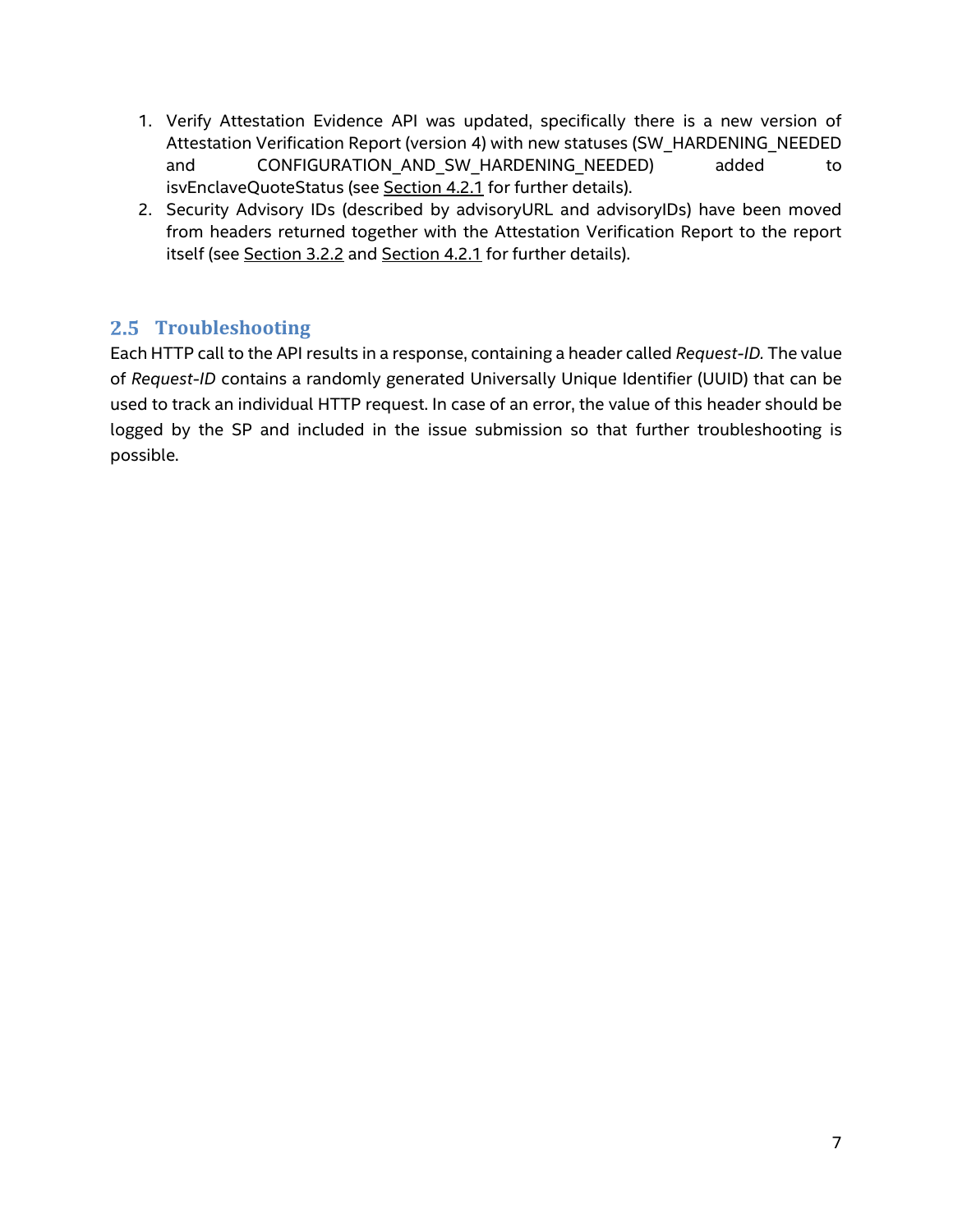1. Verify Attestation Evidence API was updated, specifically there is a new version of Attestation Verification Report (version 4) with new statuses (SW_HARDENING_NEEDED and CONFIGURATION_AND_SW_HARDENING_NEEDED) added to isvEnclaveQuoteStatus (see Section 4.2.1 for further details).
2. Security Advisory IDs (described by advisoryURL and advisoryIDs) have been moved from headers returned together with the Attestation Verification Report to the report itself (see Section 3.2.2 and Section 4.2.1 for further details).

## 2.5 Troubleshooting

Each HTTP call to the API results in a response, containing a header called *Request-ID.* The value of *Request-ID* contains a randomly generated Universally Unique Identifier (UUID) that can be used to track an individual HTTP request. In case of an error, the value of this header should be logged by the SP and included in the issue submission so that further troubleshooting is possible.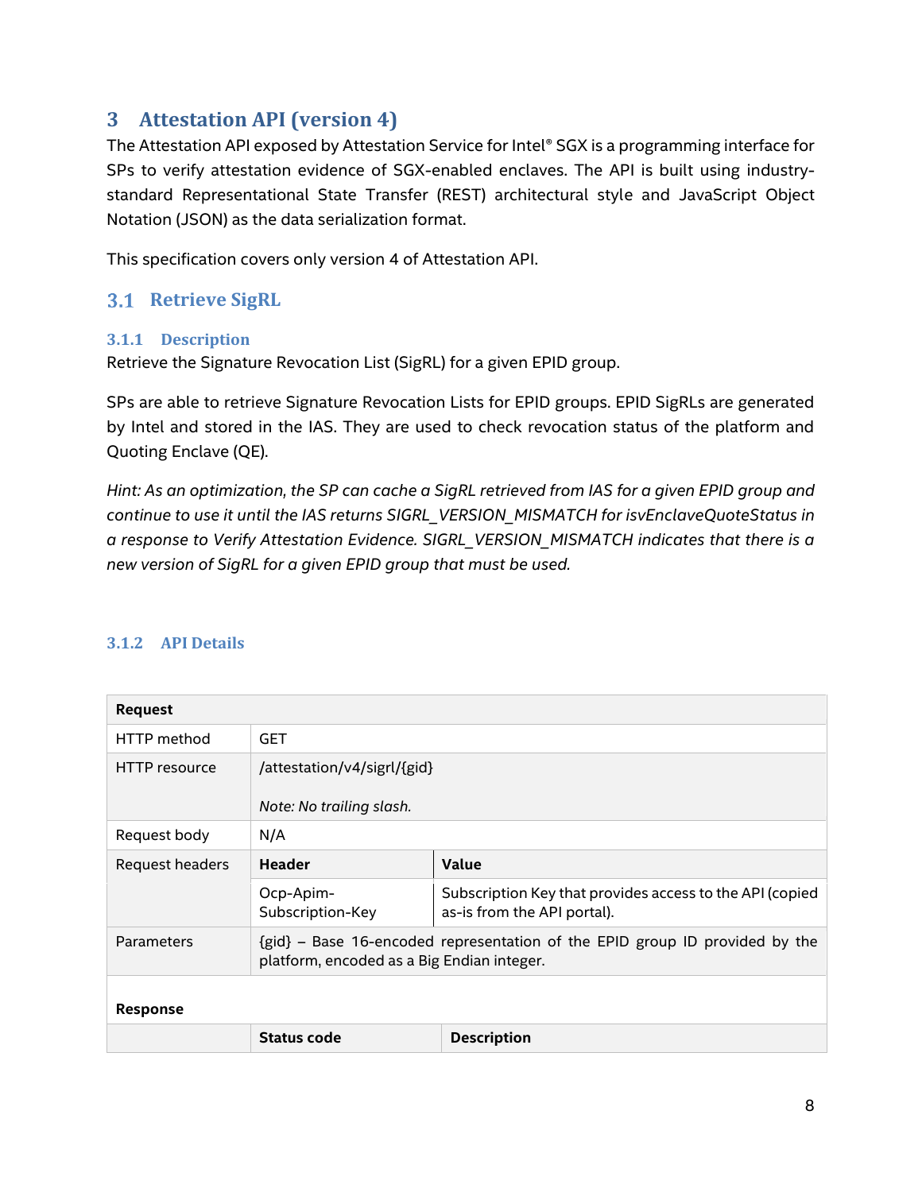# 3 Attestation API (version 4)

The Attestation API exposed by Attestation Service for Intel® SGX is a programming interface for SPs to verify attestation evidence of SGX-enabled enclaves. The API is built using industry-standard Representational State Transfer (REST) architectural style and JavaScript Object Notation (JSON) as the data serialization format.

This specification covers only version 4 of Attestation API.

## 3.1 Retrieve SigRL

### 3.1.1 Description

Retrieve the Signature Revocation List (SigRL) for a given EPID group.

SPs are able to retrieve Signature Revocation Lists for EPID groups. EPID SigRLs are generated by Intel and stored in the IAS. They are used to check revocation status of the platform and Quoting Enclave (QE).

*Hint: As an optimization, the SP can cache a SigRL retrieved from IAS for a given EPID group and continue to use it until the IAS returns SIGRL_VERSION_MISMATCH for isvEnclaveQuoteStatus in a response to Verify Attestation Evidence. SIGRL_VERSION_MISMATCH indicates that there is a new version of SigRL for a given EPID group that must be used.*

### 3.1.2 API Details

| **Request** | | |
|---|---|---|
| HTTP method | GET | |
| HTTP resource | /attestation/v4/sigrl/{gid}<br><br>*Note: No trailing slash.* | |
| Request body | N/A | |
| Request headers | **Header** | **Value** |
| | Ocp-Apim-Subscription-Key | Subscription Key that provides access to the API (copied as-is from the API portal). |
| Parameters | {gid} – Base 16-encoded representation of the EPID group ID provided by the platform, encoded as a Big Endian integer. | |
| **Response** | | |
| | **Status code** | **Description** |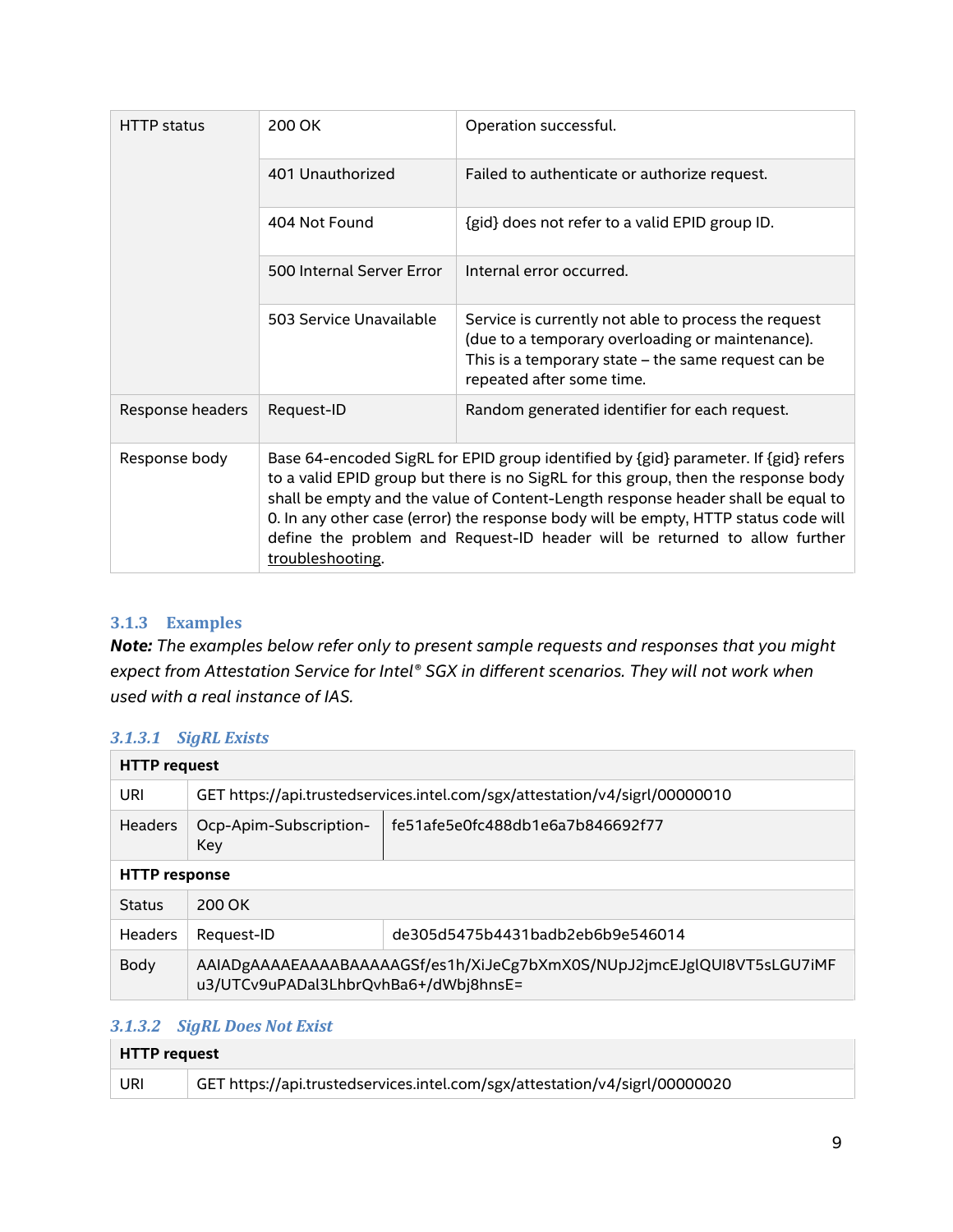| | | |
|---|---|---|
| HTTP status | 200 OK | Operation successful. |
| | 401 Unauthorized | Failed to authenticate or authorize request. |
| | 404 Not Found | {gid} does not refer to a valid EPID group ID. |
| | 500 Internal Server Error | Internal error occurred. |
| | 503 Service Unavailable | Service is currently not able to process the request (due to a temporary overloading or maintenance). This is a temporary state – the same request can be repeated after some time. |
| Response headers | Request-ID | Random generated identifier for each request. |
| Response body | Base 64-encoded SigRL for EPID group identified by {gid} parameter. If {gid} refers to a valid EPID group but there is no SigRL for this group, then the response body shall be empty and the value of Content-Length response header shall be equal to 0. In any other case (error) the response body will be empty, HTTP status code will define the problem and Request-ID header will be returned to allow further troubleshooting. | |

### 3.1.3 Examples

***Note:*** *The examples below refer only to present sample requests and responses that you might expect from Attestation Service for Intel® SGX in different scenarios. They will not work when used with a real instance of IAS.*

#### *3.1.3.1 SigRL Exists*

| **HTTP request** | | |
|---|---|---|
| URI | GET https://api.trustedservices.intel.com/sgx/attestation/v4/sigrl/00000010 | |
| Headers | Ocp-Apim-Subscription-Key | fe51afe5e0fc488db1e6a7b846692f77 |
| **HTTP response** | | |
| Status | 200 OK | |
| Headers | Request-ID | de305d5475b4431badb2eb6b9e546014 |
| Body | AAIADgAAAAEAAAABAAAAAGSf/es1h/XiJeCg7bXmX0S/NUpJ2jmcEJglQUI8VT5sLGU7iMFu3/UTCv9uPADal3LhbrQvhBa6+/dWbj8hnsE= | |

#### *3.1.3.2 SigRL Does Not Exist*

| **HTTP request** | |
|---|---|
| URI | GET https://api.trustedservices.intel.com/sgx/attestation/v4/sigrl/00000020 |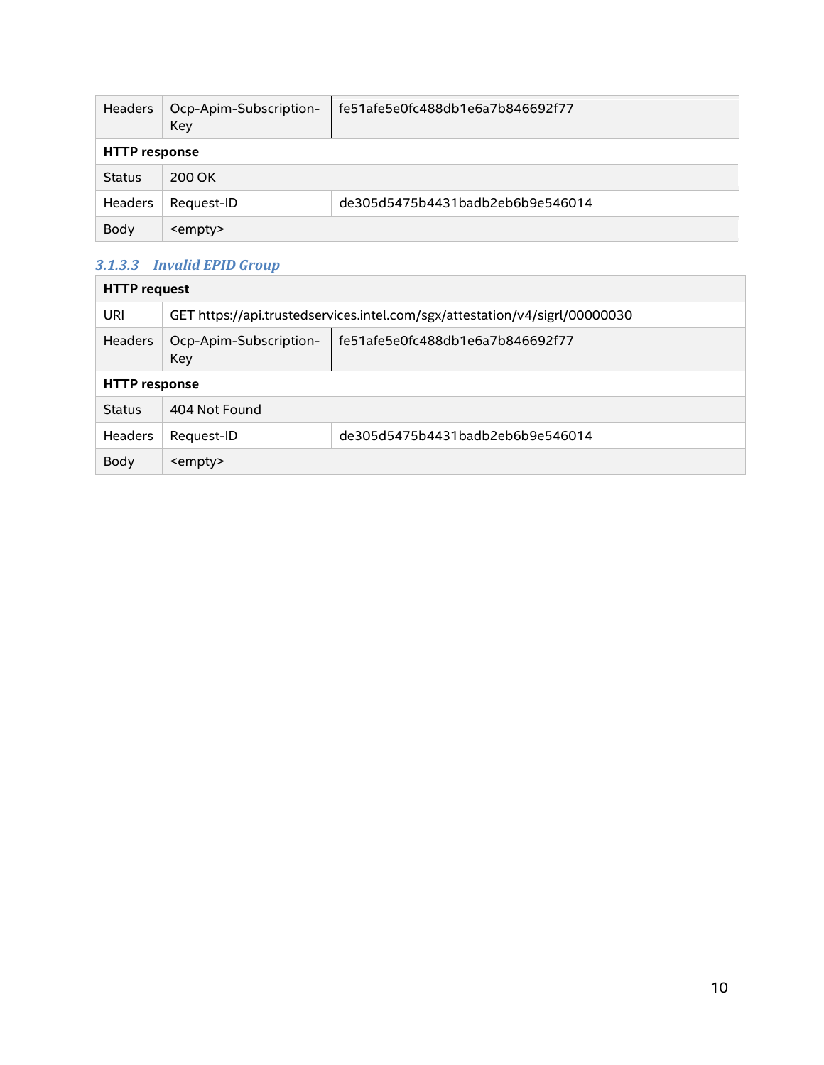| Headers | Ocp-Apim-Subscription-Key | fe51afe5e0fc488db1e6a7b846692f77 |
|---|---|---|
| **HTTP response** | | |
| Status | 200 OK | |
| Headers | Request-ID | de305d5475b4431badb2eb6b9e546014 |
| Body | <empty> | |

### 3.1.3.3 Invalid EPID Group

| **HTTP request** | | |
|---|---|---|
| URI | GET https://api.trustedservices.intel.com/sgx/attestation/v4/sigrl/00000030 | |
| Headers | Ocp-Apim-Subscription-Key | fe51afe5e0fc488db1e6a7b846692f77 |
| **HTTP response** | | |
| Status | 404 Not Found | |
| Headers | Request-ID | de305d5475b4431badb2eb6b9e546014 |
| Body | <empty> | |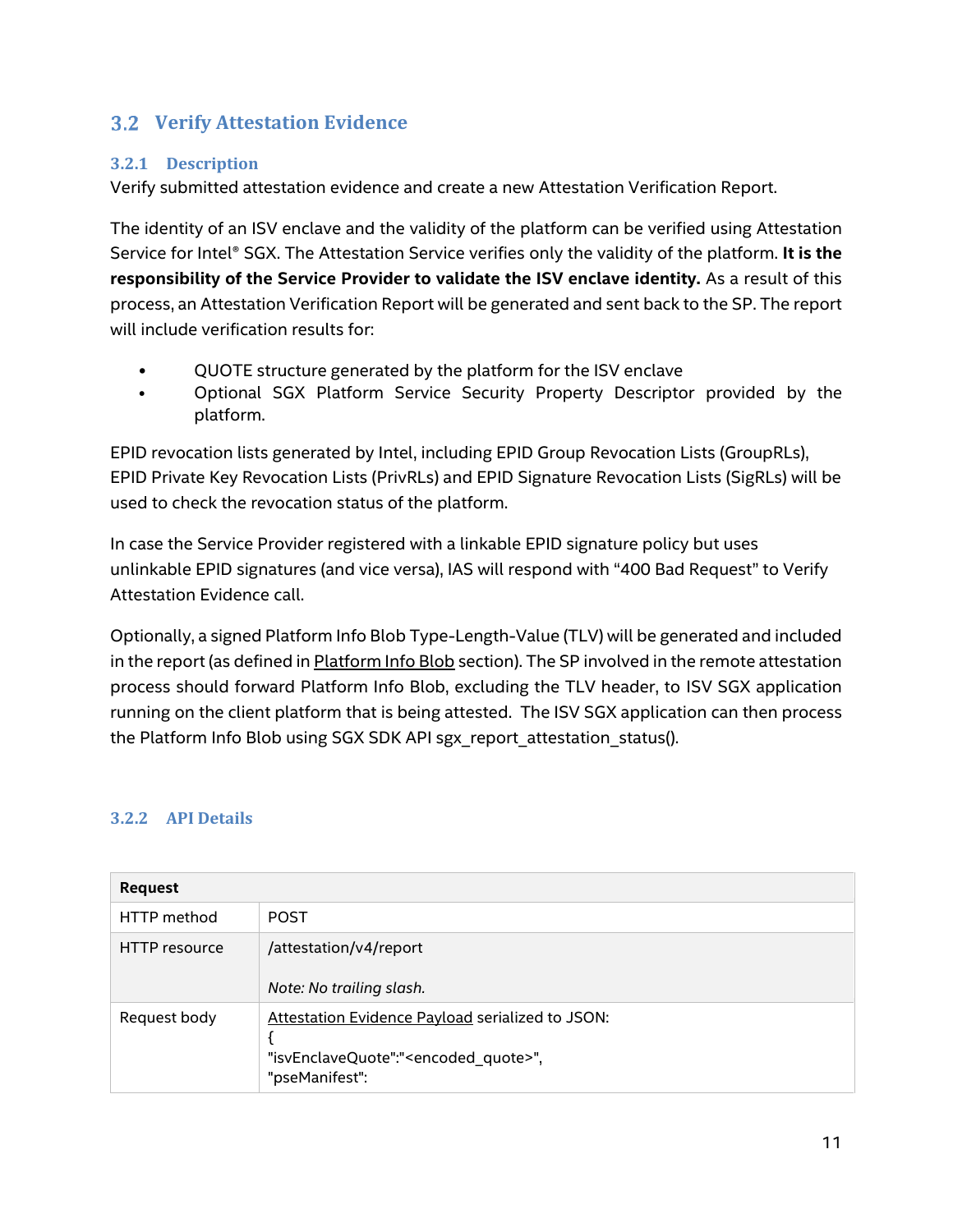## 3.2 Verify Attestation Evidence

### 3.2.1 Description

Verify submitted attestation evidence and create a new Attestation Verification Report.

The identity of an ISV enclave and the validity of the platform can be verified using Attestation Service for Intel® SGX. The Attestation Service verifies only the validity of the platform. **It is the responsibility of the Service Provider to validate the ISV enclave identity.** As a result of this process, an Attestation Verification Report will be generated and sent back to the SP. The report will include verification results for:

- QUOTE structure generated by the platform for the ISV enclave
- Optional SGX Platform Service Security Property Descriptor provided by the platform.

EPID revocation lists generated by Intel, including EPID Group Revocation Lists (GroupRLs), EPID Private Key Revocation Lists (PrivRLs) and EPID Signature Revocation Lists (SigRLs) will be used to check the revocation status of the platform.

In case the Service Provider registered with a linkable EPID signature policy but uses unlinkable EPID signatures (and vice versa), IAS will respond with "400 Bad Request" to Verify Attestation Evidence call.

Optionally, a signed Platform Info Blob Type-Length-Value (TLV) will be generated and included in the report (as defined in Platform Info Blob section). The SP involved in the remote attestation process should forward Platform Info Blob, excluding the TLV header, to ISV SGX application running on the client platform that is being attested. The ISV SGX application can then process the Platform Info Blob using SGX SDK API sgx_report_attestation_status().

### 3.2.2 API Details

| Request | |
|---|---|
| HTTP method | POST |
| HTTP resource | /attestation/v4/report<br><br>*Note: No trailing slash.* |
| Request body | Attestation Evidence Payload serialized to JSON:<br>{<br>"isvEnclaveQuote":"<encoded_quote>",<br>"pseManifest": |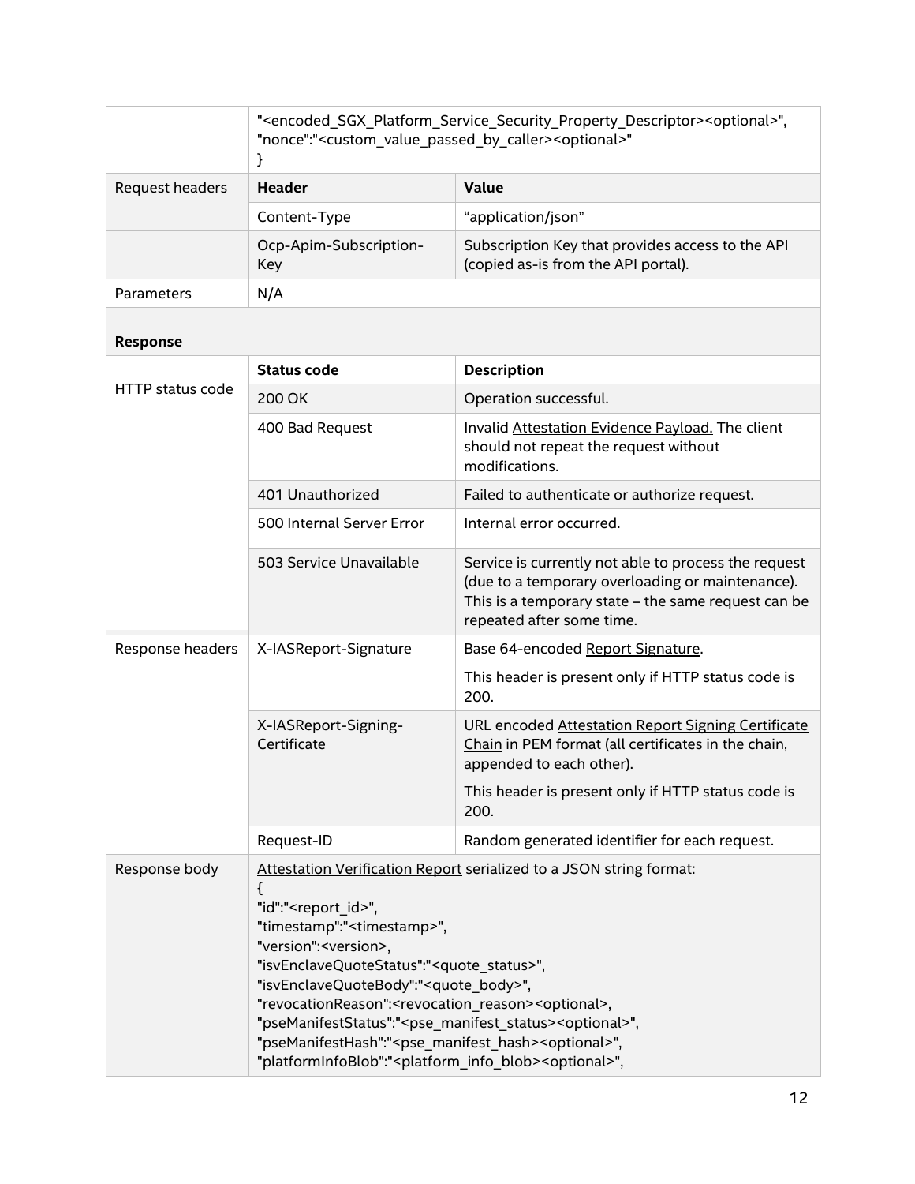| | | |
|---|---|---|
| | "<encoded_SGX_Platform_Service_Security_Property_Descriptor><optional>",<br>"nonce":"<custom_value_passed_by_caller><optional>"<br>} | |
| Request headers | **Header** | **Value** |
| | Content-Type | "application/json" |
| | Ocp-Apim-Subscription-Key | Subscription Key that provides access to the API (copied as-is from the API portal). |
| Parameters | N/A | |

**Response**

| | | |
|---|---|---|
| HTTP status code | **Status code** | **Description** |
| | 200 OK | Operation successful. |
| | 400 Bad Request | Invalid Attestation Evidence Payload. The client should not repeat the request without modifications. |
| | 401 Unauthorized | Failed to authenticate or authorize request. |
| | 500 Internal Server Error | Internal error occurred. |
| | 503 Service Unavailable | Service is currently not able to process the request (due to a temporary overloading or maintenance). This is a temporary state – the same request can be repeated after some time. |
| Response headers | X-IASReport-Signature | Base 64-encoded Report Signature.<br><br>This header is present only if HTTP status code is 200. |
| | X-IASReport-Signing-Certificate | URL encoded Attestation Report Signing Certificate Chain in PEM format (all certificates in the chain, appended to each other).<br><br>This header is present only if HTTP status code is 200. |
| | Request-ID | Random generated identifier for each request. |
| Response body | Attestation Verification Report serialized to a JSON string format:<br>{<br>"id":"<report_id>",<br>"timestamp":"<timestamp>",<br>"version":<version>,<br>"isvEnclaveQuoteStatus":"<quote_status>",<br>"isvEnclaveQuoteBody":"<quote_body>",<br>"revocationReason":<revocation_reason><optional>,<br>"pseManifestStatus":"<pse_manifest_status><optional>",<br>"pseManifestHash":"<pse_manifest_hash><optional>",<br>"platformInfoBlob":"<platform_info_blob><optional>", | |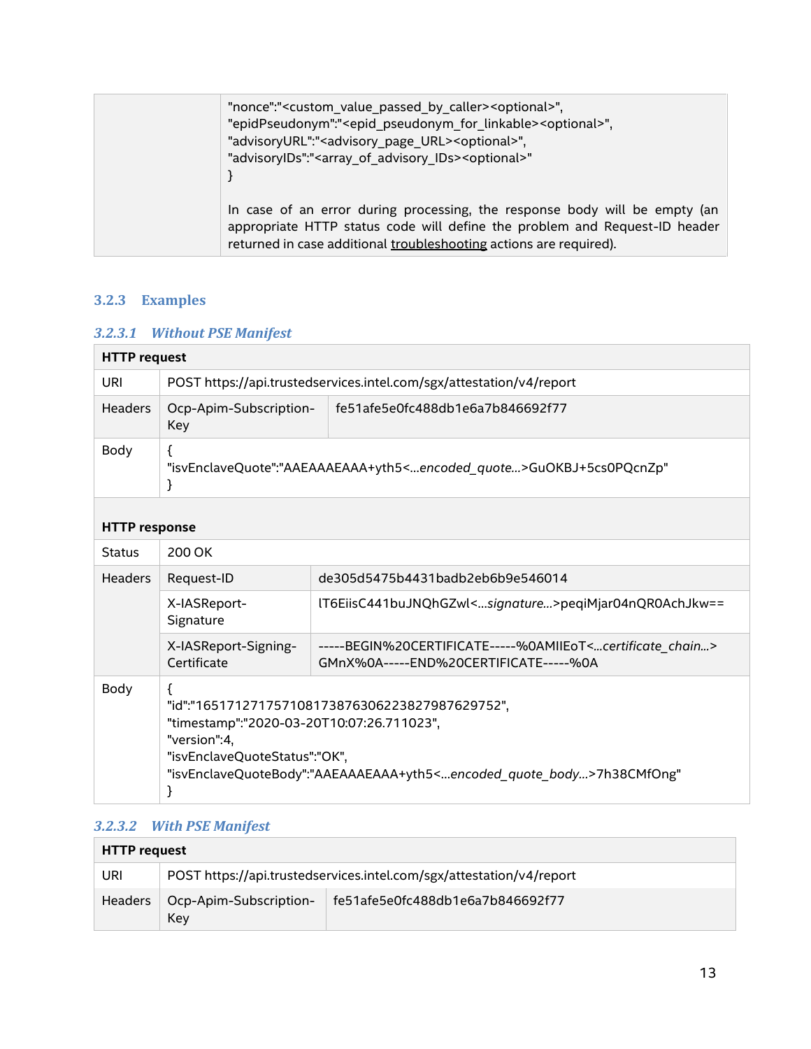| | "nonce":"<custom_value_passed_by_caller><optional>",<br>"epidPseudonym":"<epid_pseudonym_for_linkable><optional>",<br>"advisoryURL":"<advisory_page_URL><optional>",<br>"advisoryIDs":"<array_of_advisory_IDs><optional>"<br>}<br><br>In case of an error during processing, the response body will be empty (an appropriate HTTP status code will define the problem and Request-ID header returned in case additional troubleshooting actions are required). |
|---|---|

### 3.2.3 Examples

#### 3.2.3.1 Without PSE Manifest

| **HTTP request** | | |
|---|---|---|
| URI | POST https://api.trustedservices.intel.com/sgx/attestation/v4/report | |
| Headers | Ocp-Apim-Subscription-Key | fe51afe5e0fc488db1e6a7b846692f77 |
| Body | {<br>"isvEnclaveQuote":"AAEAAAEAAA+yth5<*...encoded_quote...*>GuOKBJ+5cs0PQcnZp"<br>} | |
| **HTTP response** | | |
| Status | 200 OK | |
| Headers | Request-ID | de305d5475b4431badb2eb6b9e546014 |
| | X-IASReport-Signature | lT6EiisC441buJNQhGZwl<*...signature...*>peqiMjar04nQR0AchJkw== |
| | X-IASReport-Signing-Certificate | -----BEGIN%20CERTIFICATE-----%0AMIIEoT<*...certificate_chain...*>GMnX%0A-----END%20CERTIFICATE-----%0A |
| Body | {<br>"id":"165171271757108173876306223827987629752",<br>"timestamp":"2020-03-20T10:07:26.711023",<br>"version":4,<br>"isvEnclaveQuoteStatus":"OK",<br>"isvEnclaveQuoteBody":"AAEAAAEAAA+yth5<*...encoded_quote_body...*>7h38CMfOng"<br>} | |

#### 3.2.3.2 With PSE Manifest

| **HTTP request** | | |
|---|---|---|
| URI | POST https://api.trustedservices.intel.com/sgx/attestation/v4/report | |
| Headers | Ocp-Apim-Subscription-Key | fe51afe5e0fc488db1e6a7b846692f77 |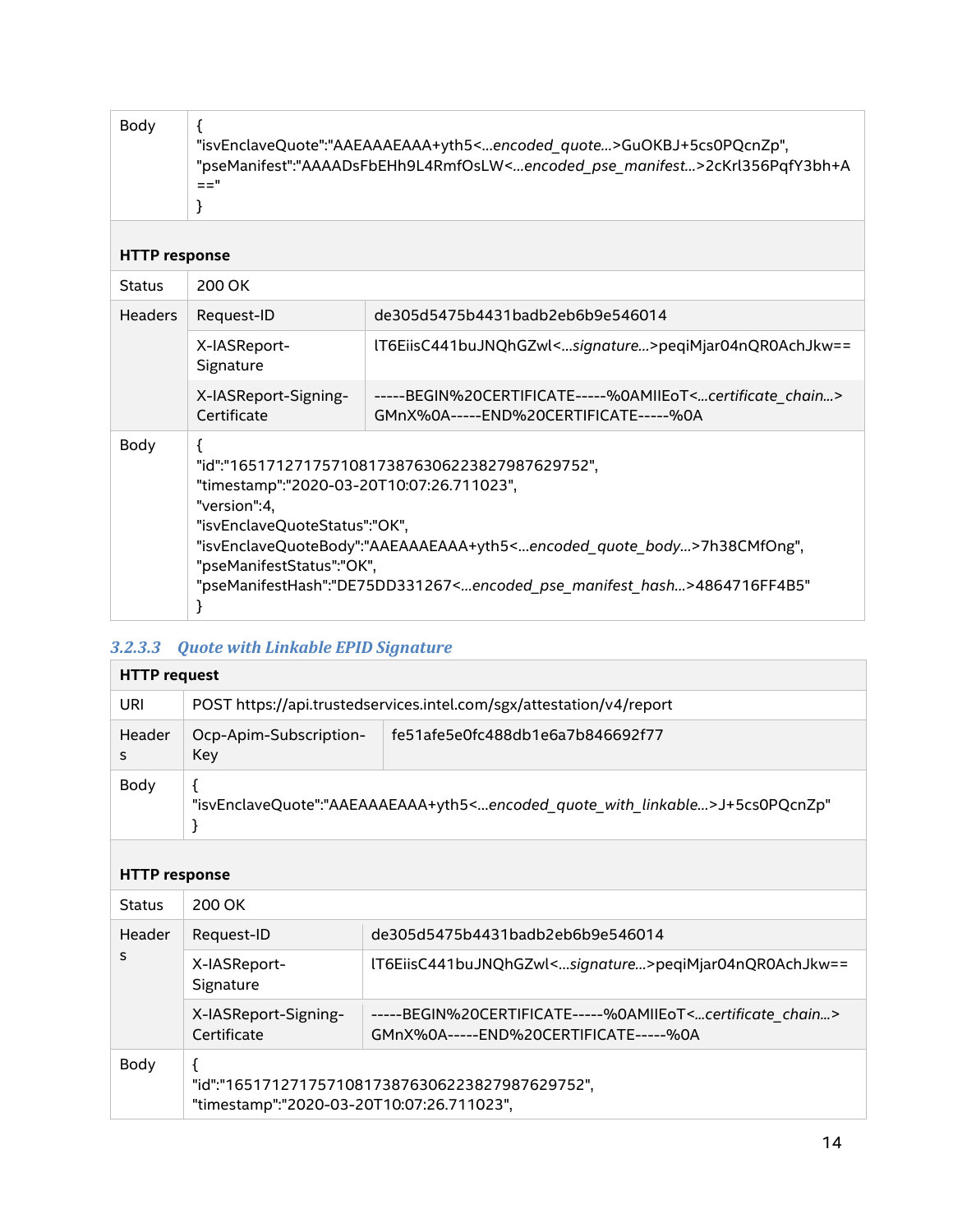| Body | { "isvEnclaveQuote":"AAEAAAEAAA+yth5<*...encoded_quote...*>GuOKBJ+5cs0PQcnZp", "pseManifest":"AAAADsFbEHh9L4RmfOsLW<*...encoded_pse_manifest...*>2cKrl356PqfY3bh+A==" } | |
|---|---|---|
| **HTTP response** | | |
| Status | 200 OK | |
| Headers | Request-ID | de305d5475b4431badb2eb6b9e546014 |
| | X-IASReport-Signature | lT6EiisC441buJNQhGZwl<*...signature...*>peqiMjar04nQR0AchJkw== |
| | X-IASReport-Signing-Certificate | -----BEGIN%20CERTIFICATE-----%0AMIIEoT<*...certificate_chain...*>GMnX%0A-----END%20CERTIFICATE-----%0A |
| Body | { "id":"165171271757108173876306223827987629752", "timestamp":"2020-03-20T10:07:26.711023", "version":4, "isvEnclaveQuoteStatus":"OK", "isvEnclaveQuoteBody":"AAEAAAEAAA+yth5<*...encoded_quote_body...*>7h38CMfOng", "pseManifestStatus":"OK", "pseManifestHash":"DE75DD331267<*...encoded_pse_manifest_hash...*>4864716FF4B5" } | |

### 3.2.3.3 Quote with Linkable EPID Signature

| **HTTP request** | | |
|---|---|---|
| URI | POST https://api.trustedservices.intel.com/sgx/attestation/v4/report | |
| Headers | Ocp-Apim-Subscription-Key | fe51afe5e0fc488db1e6a7b846692f77 |
| Body | { "isvEnclaveQuote":"AAEAAAEAAA+yth5<*...encoded_quote_with_linkable...*>J+5cs0PQcnZp" } | |
| **HTTP response** | | |
| Status | 200 OK | |
| Headers | Request-ID | de305d5475b4431badb2eb6b9e546014 |
| | X-IASReport-Signature | lT6EiisC441buJNQhGZwl<*...signature...*>peqiMjar04nQR0AchJkw== |
| | X-IASReport-Signing-Certificate | -----BEGIN%20CERTIFICATE-----%0AMIIEoT<*...certificate_chain...*>GMnX%0A-----END%20CERTIFICATE-----%0A |
| Body | { "id":"165171271757108173876306223827987629752", "timestamp":"2020-03-20T10:07:26.711023", | |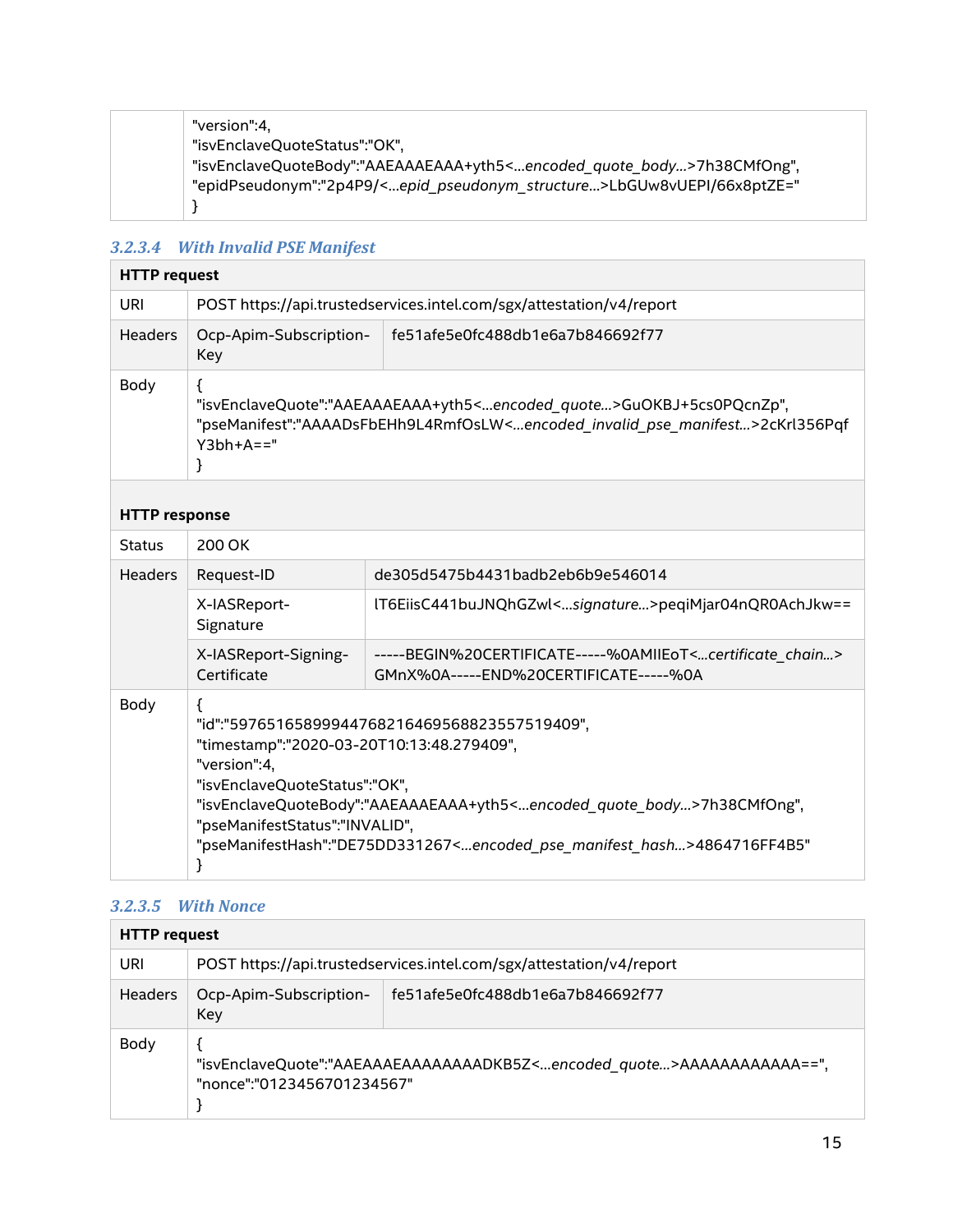| | |
|---|---|
| | "version":4,<br>"isvEnclaveQuoteStatus":"OK",<br>"isvEnclaveQuoteBody":"AAEAAAEAAA+yth5<*...encoded_quote_body...*>7h38CMfOng",<br>"epidPseudonym":"2p4P9/<*...epid_pseudonym_structure...*>LbGUw8vUEPI/66x8ptZE="<br>} |

### 3.2.3.4 With Invalid PSE Manifest

| **HTTP request** | | |
|---|---|---|
| URI | POST https://api.trustedservices.intel.com/sgx/attestation/v4/report | |
| Headers | Ocp-Apim-Subscription-Key | fe51afe5e0fc488db1e6a7b846692f77 |
| Body | {<br>"isvEnclaveQuote":"AAEAAAEAAA+yth5<*...encoded_quote...*>GuOKBJ+5cs0PQcnZp",<br>"pseManifest":"AAAADsFbEHh9L4RmfOsLW<*...encoded_invalid_pse_manifest...*>2cKrl356PqfY3bh+A=="<br>} | |

| **HTTP response** | | |
|---|---|---|
| Status | 200 OK | |
| Headers | Request-ID | de305d5475b4431badb2eb6b9e546014 |
| | X-IASReport-Signature | lT6EiisC441buJNQhGZwl<*...signature...*>peqiMjar04nQR0AchJkw== |
| | X-IASReport-Signing-Certificate | -----BEGIN%20CERTIFICATE-----%0AMIIEoT<*...certificate_chain...*>GMnX%0A-----END%20CERTIFICATE-----%0A |
| Body | {<br>"id":"597651658999447682164695688235575194­09",<br>"timestamp":"2020-03-20T10:13:48.279409",<br>"version":4,<br>"isvEnclaveQuoteStatus":"OK",<br>"isvEnclaveQuoteBody":"AAEAAAEAAA+yth5<*...encoded_quote_body...*>7h38CMfOng",<br>"pseManifestStatus":"INVALID",<br>"pseManifestHash":"DE75DD331267<*...encoded_pse_manifest_hash...*>4864716FF4B5"<br>} | |

### 3.2.3.5 With Nonce

| **HTTP request** | | |
|---|---|---|
| URI | POST https://api.trustedservices.intel.com/sgx/attestation/v4/report | |
| Headers | Ocp-Apim-Subscription-Key | fe51afe5e0fc488db1e6a7b846692f77 |
| Body | {<br>"isvEnclaveQuote":"AAEAAAEAAAAAAAAADKB5Z<*...encoded_quote...*>AAAAAAAAAAA==",<br>"nonce":"0123456701234567"<br>} | |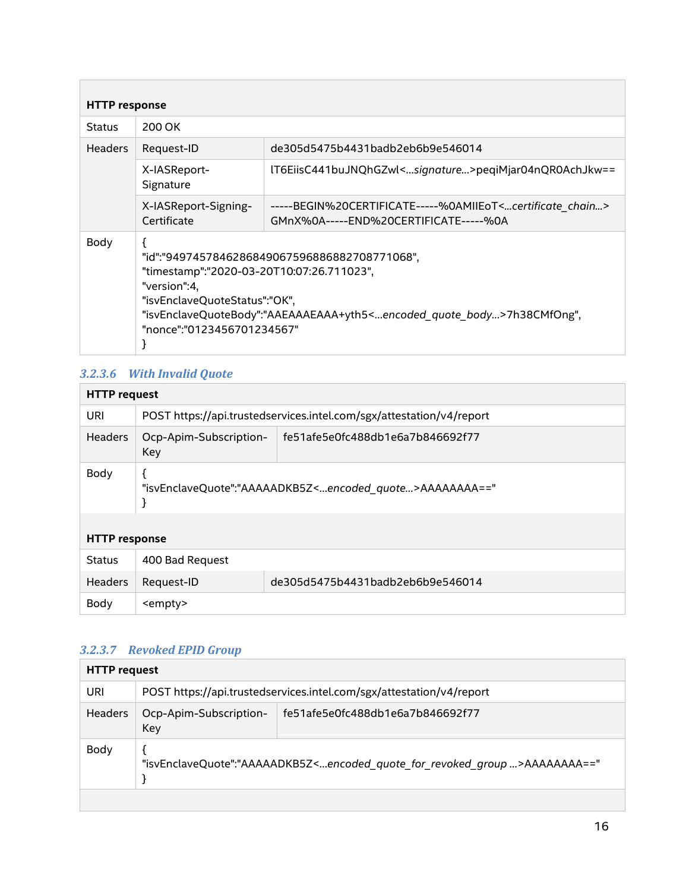| HTTP response | | |
|---|---|---|
| Status | 200 OK | |
| Headers | Request-ID | de305d5475b4431badb2eb6b9e546014 |
| | X-IASReport-Signature | lT6EiisC441buJNQhGZwl<...*signature*...>peqiMjar04nQR0AchJkw== |
| | X-IASReport-Signing-Certificate | -----BEGIN%20CERTIFICATE-----%0AMIIEoT<...*certificate_chain*...> GMnX%0A-----END%20CERTIFICATE-----%0A |
| Body | { "id":"94974578462868490675968868827087710 68", "timestamp":"2020-03-20T10:07:26.711023", "version":4, "isvEnclaveQuoteStatus":"OK", "isvEnclaveQuoteBody":"AAEAAAEAAA+yth5<...*encoded_quote_body*...>7h38CMfOng", "nonce":"0123456701234567" } | |

### 3.2.3.6 With Invalid Quote

| HTTP request | | |
|---|---|---|
| URI | POST https://api.trustedservices.intel.com/sgx/attestation/v4/report | |
| Headers | Ocp-Apim-Subscription-Key | fe51afe5e0fc488db1e6a7b846692f77 |
| Body | { "isvEnclaveQuote":"AAAAADKB5Z<...*encoded_quote*...>AAAAAAAA==" } | |
| **HTTP response** | | |
| Status | 400 Bad Request | |
| Headers | Request-ID | de305d5475b4431badb2eb6b9e546014 |
| Body | <empty> | |

### 3.2.3.7 Revoked EPID Group

| HTTP request | | |
|---|---|---|
| URI | POST https://api.trustedservices.intel.com/sgx/attestation/v4/report | |
| Headers | Ocp-Apim-Subscription-Key | fe51afe5e0fc488db1e6a7b846692f77 |
| Body | { "isvEnclaveQuote":"AAAAADKB5Z<...*encoded_quote_for_revoked_group* ...>AAAAAAAA==" } | |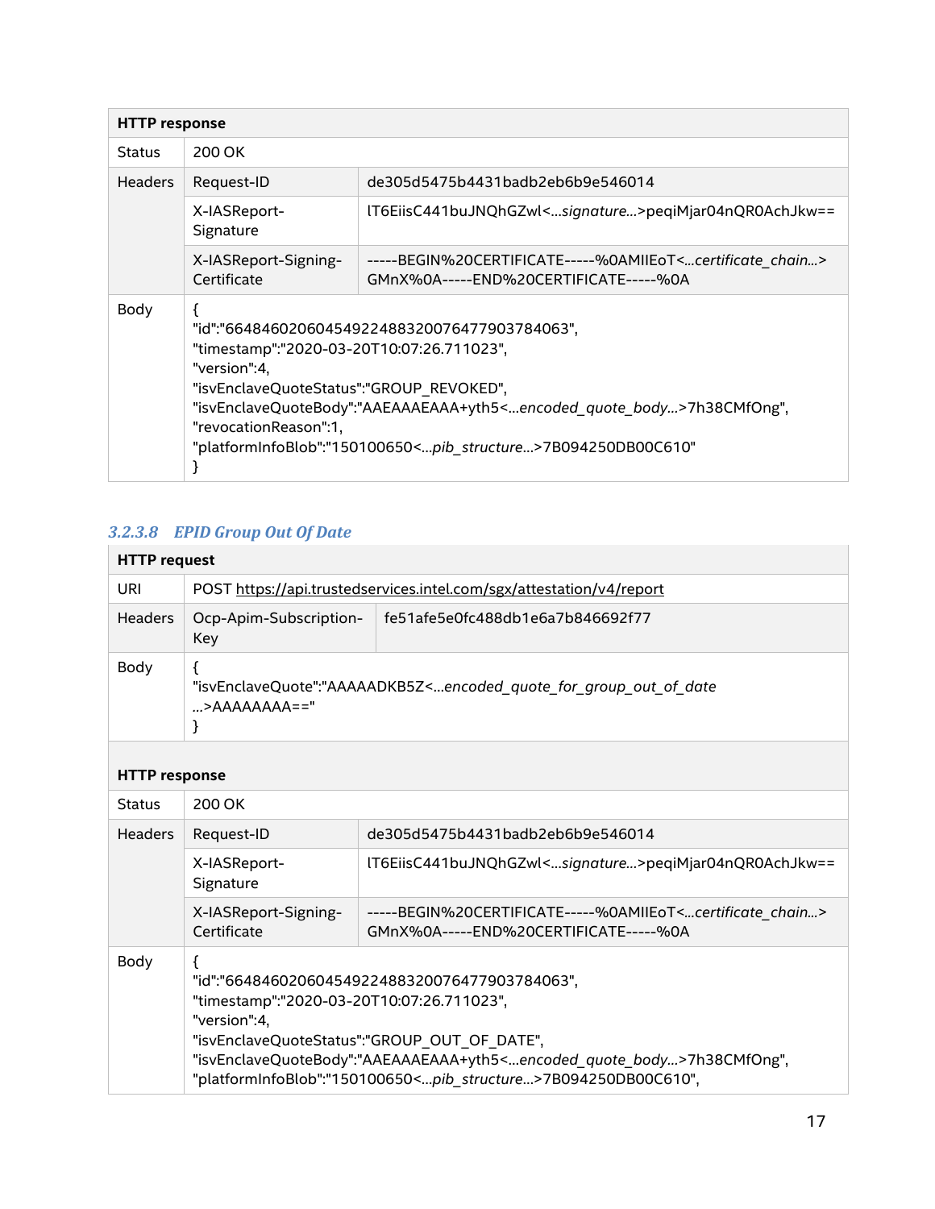| **HTTP response** | | |
|---|---|---|
| Status | 200 OK | |
| Headers | Request-ID | de305d5475b4431badb2eb6b9e546014 |
| | X-IASReport-Signature | lT6EiisC441buJNQhGZwl<*...signature...*>peqiMjar04nQR0AchJkw== |
| | X-IASReport-Signing-Certificate | -----BEGIN%20CERTIFICATE-----%0AMIIEoT<*...certificate_chain...*> GMnX%0A-----END%20CERTIFICATE-----%0A |
| Body | {<br>"id":"66484602060454922488320076477903784063",<br>"timestamp":"2020-03-20T10:07:26.711023",<br>"version":4,<br>"isvEnclaveQuoteStatus":"GROUP_REVOKED",<br>"isvEnclaveQuoteBody":"AAEAAAEAAA+yth5<*...encoded_quote_body...*>7h38CMfOng",<br>"revocationReason":1,<br>"platformInfoBlob":"150100650<*...pib_structure...*>7B094250DB00C610"<br>} | |

#### *3.2.3.8 EPID Group Out Of Date*

| **HTTP request** | | |
|---|---|---|
| URI | POST https://api.trustedservices.intel.com/sgx/attestation/v4/report | |
| Headers | Ocp-Apim-Subscription-Key | fe51afe5e0fc488db1e6a7b846692f77 |
| Body | {<br>"isvEnclaveQuote":"AAAAADKB5Z<*...encoded_quote_for_group_out_of_date ...*>AAAAAAAA=="<br>} | |

| **HTTP response** | | |
|---|---|---|
| Status | 200 OK | |
| Headers | Request-ID | de305d5475b4431badb2eb6b9e546014 |
| | X-IASReport-Signature | lT6EiisC441buJNQhGZwl<*...signature...*>peqiMjar04nQR0AchJkw== |
| | X-IASReport-Signing-Certificate | -----BEGIN%20CERTIFICATE-----%0AMIIEoT<*...certificate_chain...*> GMnX%0A-----END%20CERTIFICATE-----%0A |
| Body | {<br>"id":"66484602060454922488320076477903784063",<br>"timestamp":"2020-03-20T10:07:26.711023",<br>"version":4,<br>"isvEnclaveQuoteStatus":"GROUP_OUT_OF_DATE",<br>"isvEnclaveQuoteBody":"AAEAAAEAAA+yth5<*...encoded_quote_body...*>7h38CMfOng",<br>"platformInfoBlob":"150100650<*...pib_structure...*>7B094250DB00C610", | |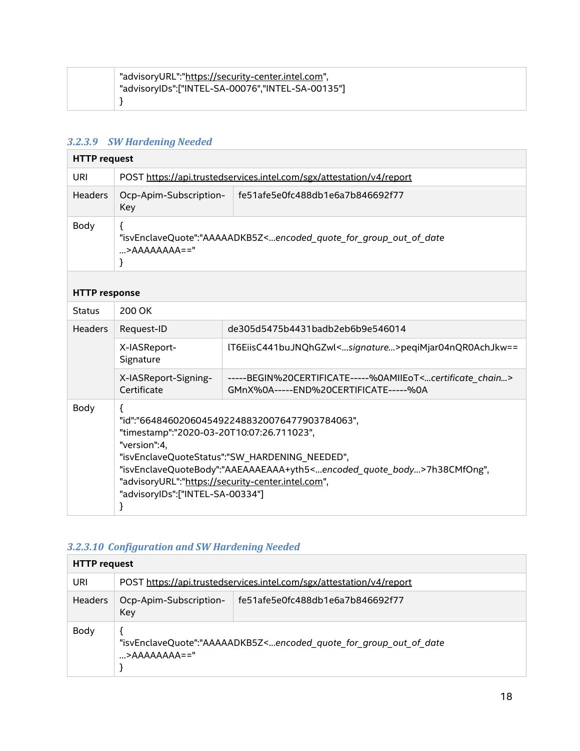| | "advisoryURL":"https://security-center.intel.com",<br>"advisoryIDs":["INTEL-SA-00076","INTEL-SA-00135"]<br>} |
|---|---|

### 3.2.3.9 SW Hardening Needed

| **HTTP request** | | |
|---|---|---|
| URI | POST https://api.trustedservices.intel.com/sgx/attestation/v4/report | |
| Headers | Ocp-Apim-Subscription-Key | fe51afe5e0fc488db1e6a7b846692f77 |
| Body | {<br>"isvEnclaveQuote":"AAAAADKB5Z<*...encoded_quote_for_group_out_of_date ...*>AAAAAAAA=="<br>} | |
| **HTTP response** | | |
| Status | 200 OK | |
| Headers | Request-ID | de305d5475b4431badb2eb6b9e546014 |
| | X-IASReport-Signature | lT6EiisC441buJNQhGZwl<*...signature...*>peqiMjar04nQR0AchJkw== |
| | X-IASReport-Signing-Certificate | -----BEGIN%20CERTIFICATE-----%0AMIIEoT<*...certificate_chain...*> GMnX%0A-----END%20CERTIFICATE-----%0A |
| Body | {<br>"id":"66484602060454922488320076477903784063",<br>"timestamp":"2020-03-20T10:07:26.711023",<br>"version":4,<br>"isvEnclaveQuoteStatus":"SW_HARDENING_NEEDED",<br>"isvEnclaveQuoteBody":"AAEAAAEAAA+yth5<*...encoded_quote_body...*>7h38CMfOng",<br>"advisoryURL":"https://security-center.intel.com",<br>"advisoryIDs":["INTEL-SA-00334"]<br>} | |

### 3.2.3.10 Configuration and SW Hardening Needed

| **HTTP request** | | |
|---|---|---|
| URI | POST https://api.trustedservices.intel.com/sgx/attestation/v4/report | |
| Headers | Ocp-Apim-Subscription-Key | fe51afe5e0fc488db1e6a7b846692f77 |
| Body | {<br>"isvEnclaveQuote":"AAAAADKB5Z<*...encoded_quote_for_group_out_of_date ...*>AAAAAAAA=="<br>} | |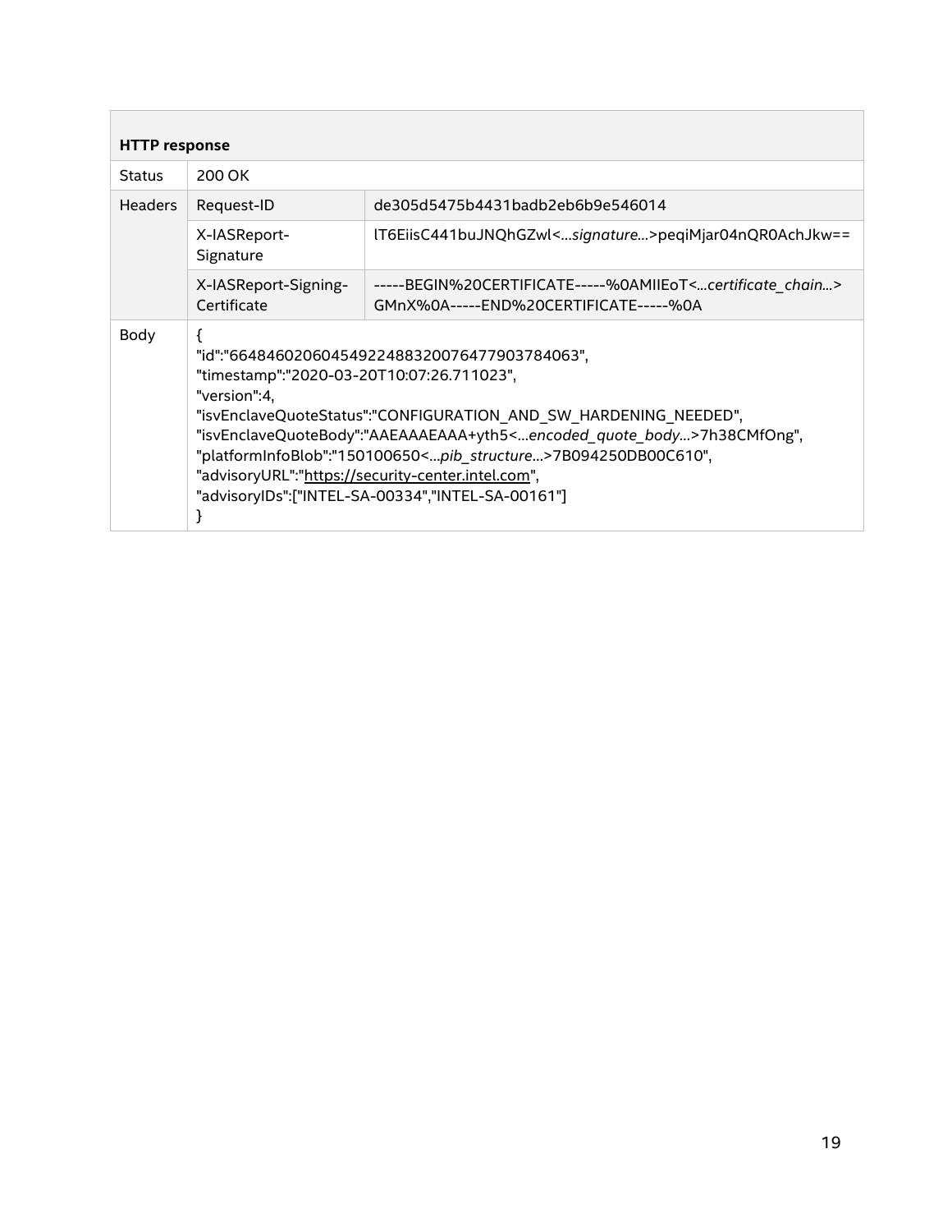| HTTP response | | |
|---|---|---|
| Status | 200 OK | |
| Headers | Request-ID | de305d5475b4431badb2eb6b9e546014 |
| | X-IASReport-Signature | lT6EiisC441buJNQhGZwl<*...signature...*>peqiMjar04nQR0AchJkw== |
| | X-IASReport-Signing-Certificate | -----BEGIN%20CERTIFICATE-----%0AMIIEoT<*...certificate_chain...*> GMnX%0A-----END%20CERTIFICATE-----%0A |
| Body | { "id":"66484602060454922488320076477903784063", "timestamp":"2020-03-20T10:07:26.711023", "version":4, "isvEnclaveQuoteStatus":"CONFIGURATION_AND_SW_HARDENING_NEEDED", "isvEnclaveQuoteBody":"AAEAAAEAAA+yth5<*...encoded_quote_body...*>7h38CMfOng", "platformInfoBlob":"150100650<*...pib_structure...*>7B094250DB00C610", "advisoryURL":"https://security-center.intel.com", "advisoryIDs":["INTEL-SA-00334","INTEL-SA-00161"] } | |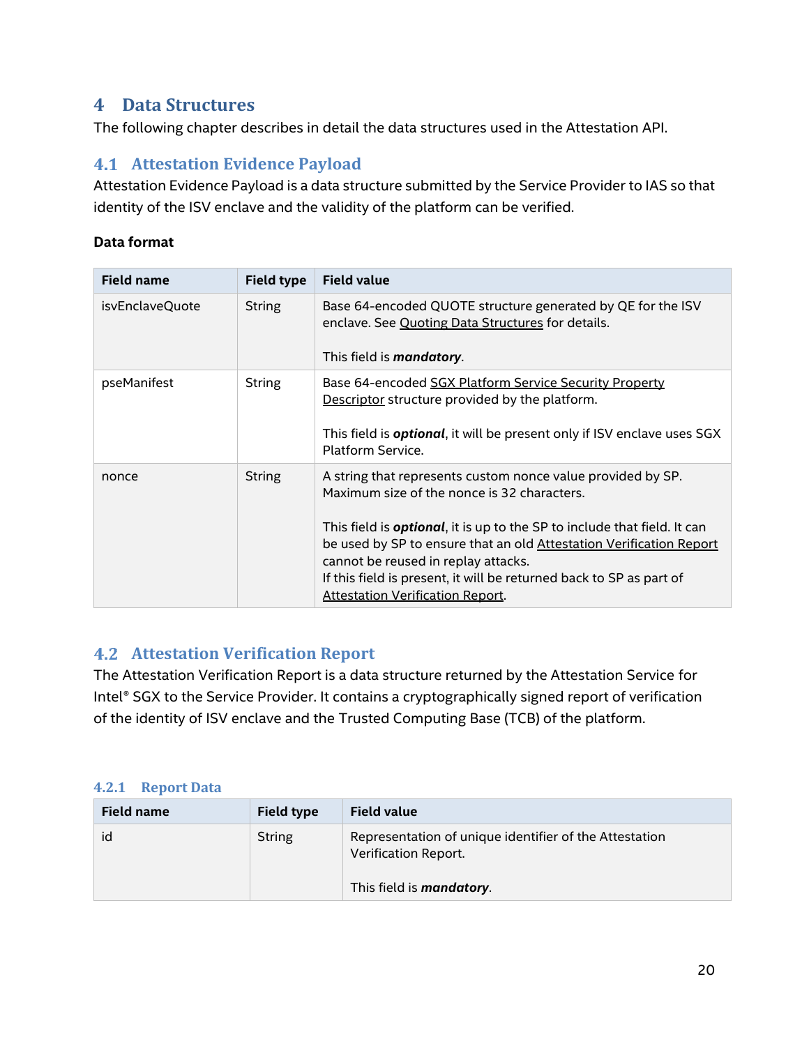# 4 Data Structures

The following chapter describes in detail the data structures used in the Attestation API.

## 4.1 Attestation Evidence Payload

Attestation Evidence Payload is a data structure submitted by the Service Provider to IAS so that identity of the ISV enclave and the validity of the platform can be verified.

**Data format**

| Field name | Field type | Field value |
|---|---|---|
| isvEnclaveQuote | String | Base 64-encoded QUOTE structure generated by QE for the ISV enclave. See Quoting Data Structures for details.<br><br>This field is ***mandatory***. |
| pseManifest | String | Base 64-encoded SGX Platform Service Security Property Descriptor structure provided by the platform.<br><br>This field is ***optional***, it will be present only if ISV enclave uses SGX Platform Service. |
| nonce | String | A string that represents custom nonce value provided by SP. Maximum size of the nonce is 32 characters.<br><br>This field is ***optional***, it is up to the SP to include that field. It can be used by SP to ensure that an old Attestation Verification Report cannot be reused in replay attacks.<br>If this field is present, it will be returned back to SP as part of Attestation Verification Report. |

## 4.2 Attestation Verification Report

The Attestation Verification Report is a data structure returned by the Attestation Service for Intel® SGX to the Service Provider. It contains a cryptographically signed report of verification of the identity of ISV enclave and the Trusted Computing Base (TCB) of the platform.

### 4.2.1 Report Data

| Field name | Field type | Field value |
|---|---|---|
| id | String | Representation of unique identifier of the Attestation Verification Report.<br><br>This field is ***mandatory***. |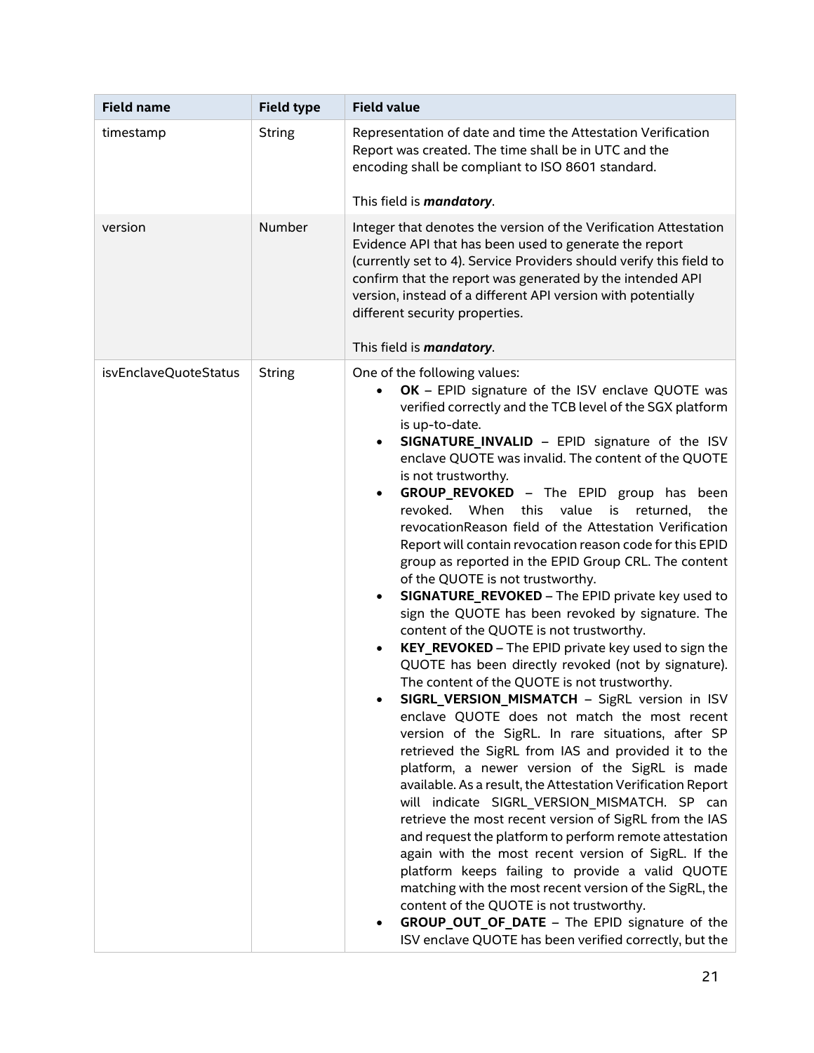| Field name | Field type | Field value |
| --- | --- | --- |
| timestamp | String | Representation of date and time the Attestation Verification Report was created. The time shall be in UTC and the encoding shall be compliant to ISO 8601 standard.<br><br>This field is ***mandatory***. |
| version | Number | Integer that denotes the version of the Verification Attestation Evidence API that has been used to generate the report (currently set to 4). Service Providers should verify this field to confirm that the report was generated by the intended API version, instead of a different API version with potentially different security properties.<br><br>This field is ***mandatory***. |
| isvEnclaveQuoteStatus | String | One of the following values:<br>• **OK** – EPID signature of the ISV enclave QUOTE was verified correctly and the TCB level of the SGX platform is up-to-date.<br>• **SIGNATURE_INVALID** – EPID signature of the ISV enclave QUOTE was invalid. The content of the QUOTE is not trustworthy.<br>• **GROUP_REVOKED** – The EPID group has been revoked. When this value is returned, the revocationReason field of the Attestation Verification Report will contain revocation reason code for this EPID group as reported in the EPID Group CRL. The content of the QUOTE is not trustworthy.<br>• **SIGNATURE_REVOKED** – The EPID private key used to sign the QUOTE has been revoked by signature. The content of the QUOTE is not trustworthy.<br>• **KEY_REVOKED** – The EPID private key used to sign the QUOTE has been directly revoked (not by signature). The content of the QUOTE is not trustworthy.<br>• **SIGRL_VERSION_MISMATCH** – SigRL version in ISV enclave QUOTE does not match the most recent version of the SigRL. In rare situations, after SP retrieved the SigRL from IAS and provided it to the platform, a newer version of the SigRL is made available. As a result, the Attestation Verification Report will indicate SIGRL_VERSION_MISMATCH. SP can retrieve the most recent version of SigRL from the IAS and request the platform to perform remote attestation again with the most recent version of SigRL. If the platform keeps failing to provide a valid QUOTE matching with the most recent version of the SigRL, the content of the QUOTE is not trustworthy.<br>• **GROUP_OUT_OF_DATE** – The EPID signature of the ISV enclave QUOTE has been verified correctly, but the |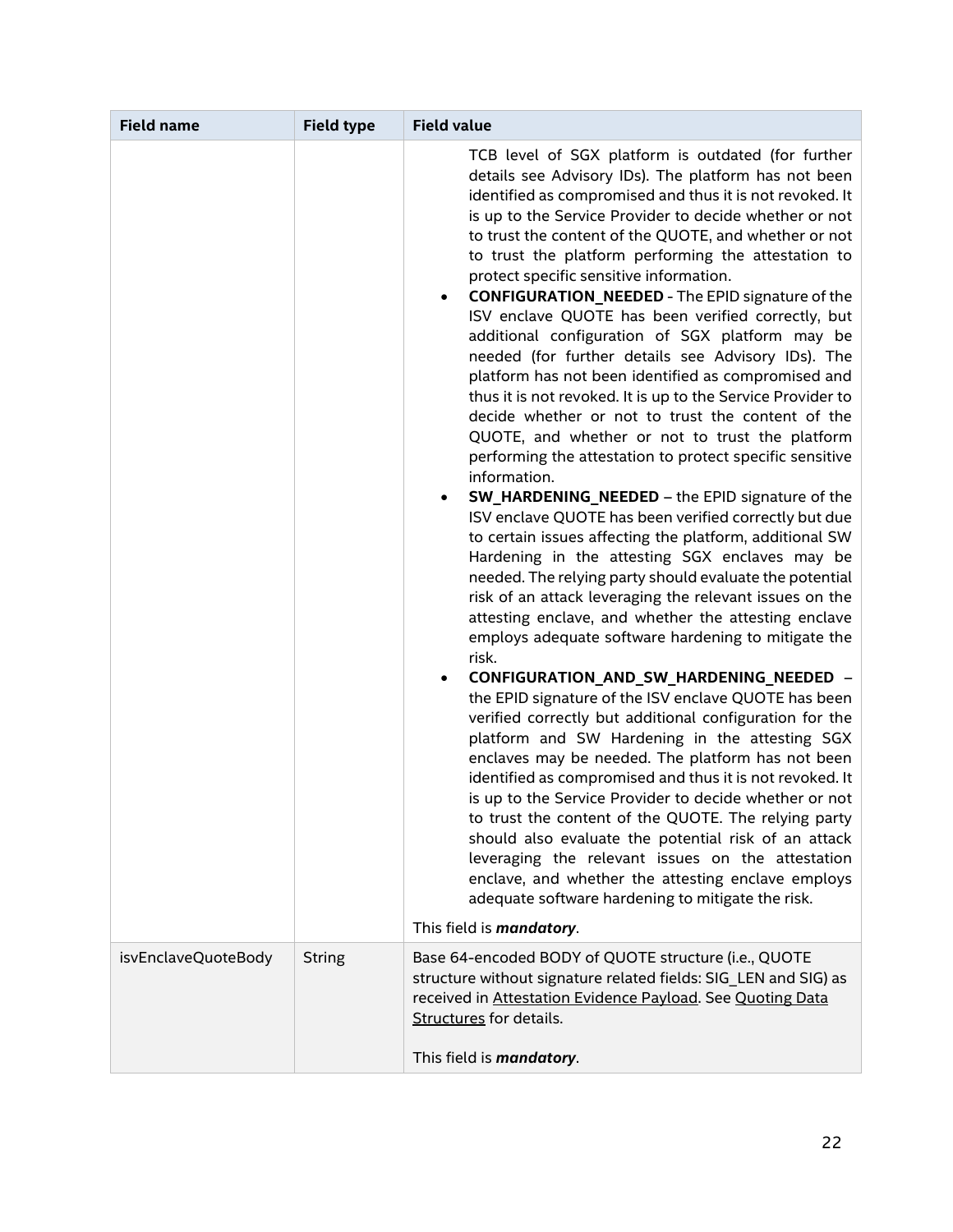| Field name | Field type | Field value |
| --- | --- | --- |
| | | TCB level of SGX platform is outdated (for further details see Advisory IDs). The platform has not been identified as compromised and thus it is not revoked. It is up to the Service Provider to decide whether or not to trust the content of the QUOTE, and whether or not to trust the platform performing the attestation to protect specific sensitive information.<br>• **CONFIGURATION_NEEDED** - The EPID signature of the ISV enclave QUOTE has been verified correctly, but additional configuration of SGX platform may be needed (for further details see Advisory IDs). The platform has not been identified as compromised and thus it is not revoked. It is up to the Service Provider to decide whether or not to trust the content of the QUOTE, and whether or not to trust the platform performing the attestation to protect specific sensitive information.<br>• **SW_HARDENING_NEEDED** – the EPID signature of the ISV enclave QUOTE has been verified correctly but due to certain issues affecting the platform, additional SW Hardening in the attesting SGX enclaves may be needed. The relying party should evaluate the potential risk of an attack leveraging the relevant issues on the attesting enclave, and whether the attesting enclave employs adequate software hardening to mitigate the risk.<br>• **CONFIGURATION_AND_SW_HARDENING_NEEDED** – the EPID signature of the ISV enclave QUOTE has been verified correctly but additional configuration for the platform and SW Hardening in the attesting SGX enclaves may be needed. The platform has not been identified as compromised and thus it is not revoked. It is up to the Service Provider to decide whether or not to trust the content of the QUOTE. The relying party should also evaluate the potential risk of an attack leveraging the relevant issues on the attestation enclave, and whether the attesting enclave employs adequate software hardening to mitigate the risk.<br><br>This field is ***mandatory***. |
| isvEnclaveQuoteBody | String | Base 64-encoded BODY of QUOTE structure (i.e., QUOTE structure without signature related fields: SIG_LEN and SIG) as received in Attestation Evidence Payload. See Quoting Data Structures for details.<br><br>This field is ***mandatory***. |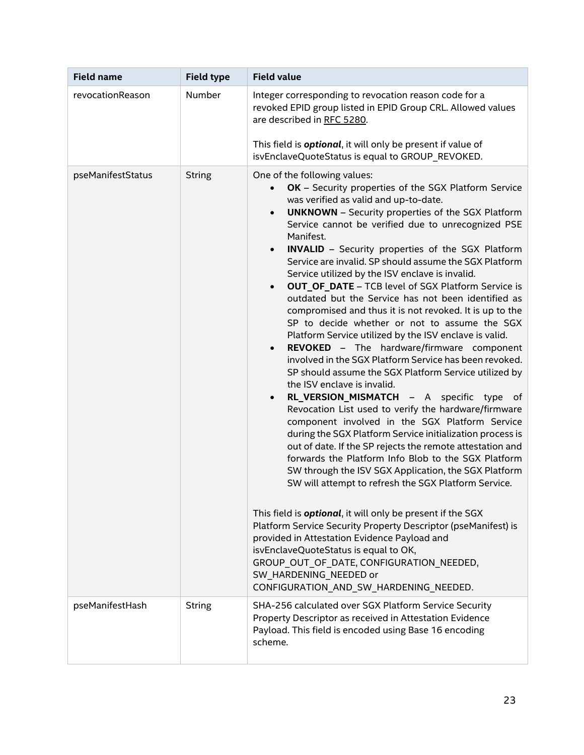| Field name | Field type | Field value |
| --- | --- | --- |
| revocationReason | Number | Integer corresponding to revocation reason code for a revoked EPID group listed in EPID Group CRL. Allowed values are described in RFC 5280.<br><br>This field is ***optional***, it will only be present if value of isvEnclaveQuoteStatus is equal to GROUP_REVOKED. |
| pseManifestStatus | String | One of the following values:<br>• **OK** – Security properties of the SGX Platform Service was verified as valid and up-to-date.<br>• **UNKNOWN** – Security properties of the SGX Platform Service cannot be verified due to unrecognized PSE Manifest.<br>• **INVALID** – Security properties of the SGX Platform Service are invalid. SP should assume the SGX Platform Service utilized by the ISV enclave is invalid.<br>• **OUT_OF_DATE** – TCB level of SGX Platform Service is outdated but the Service has not been identified as compromised and thus it is not revoked. It is up to the SP to decide whether or not to assume the SGX Platform Service utilized by the ISV enclave is valid.<br>• **REVOKED** – The hardware/firmware component involved in the SGX Platform Service has been revoked. SP should assume the SGX Platform Service utilized by the ISV enclave is invalid.<br>• **RL_VERSION_MISMATCH** – A specific type of Revocation List used to verify the hardware/firmware component involved in the SGX Platform Service during the SGX Platform Service initialization process is out of date. If the SP rejects the remote attestation and forwards the Platform Info Blob to the SGX Platform SW through the ISV SGX Application, the SGX Platform SW will attempt to refresh the SGX Platform Service.<br><br>This field is ***optional***, it will only be present if the SGX Platform Service Security Property Descriptor (pseManifest) is provided in Attestation Evidence Payload and isvEnclaveQuoteStatus is equal to OK, GROUP_OUT_OF_DATE, CONFIGURATION_NEEDED, SW_HARDENING_NEEDED or CONFIGURATION_AND_SW_HARDENING_NEEDED. |
| pseManifestHash | String | SHA-256 calculated over SGX Platform Service Security Property Descriptor as received in Attestation Evidence Payload. This field is encoded using Base 16 encoding scheme. |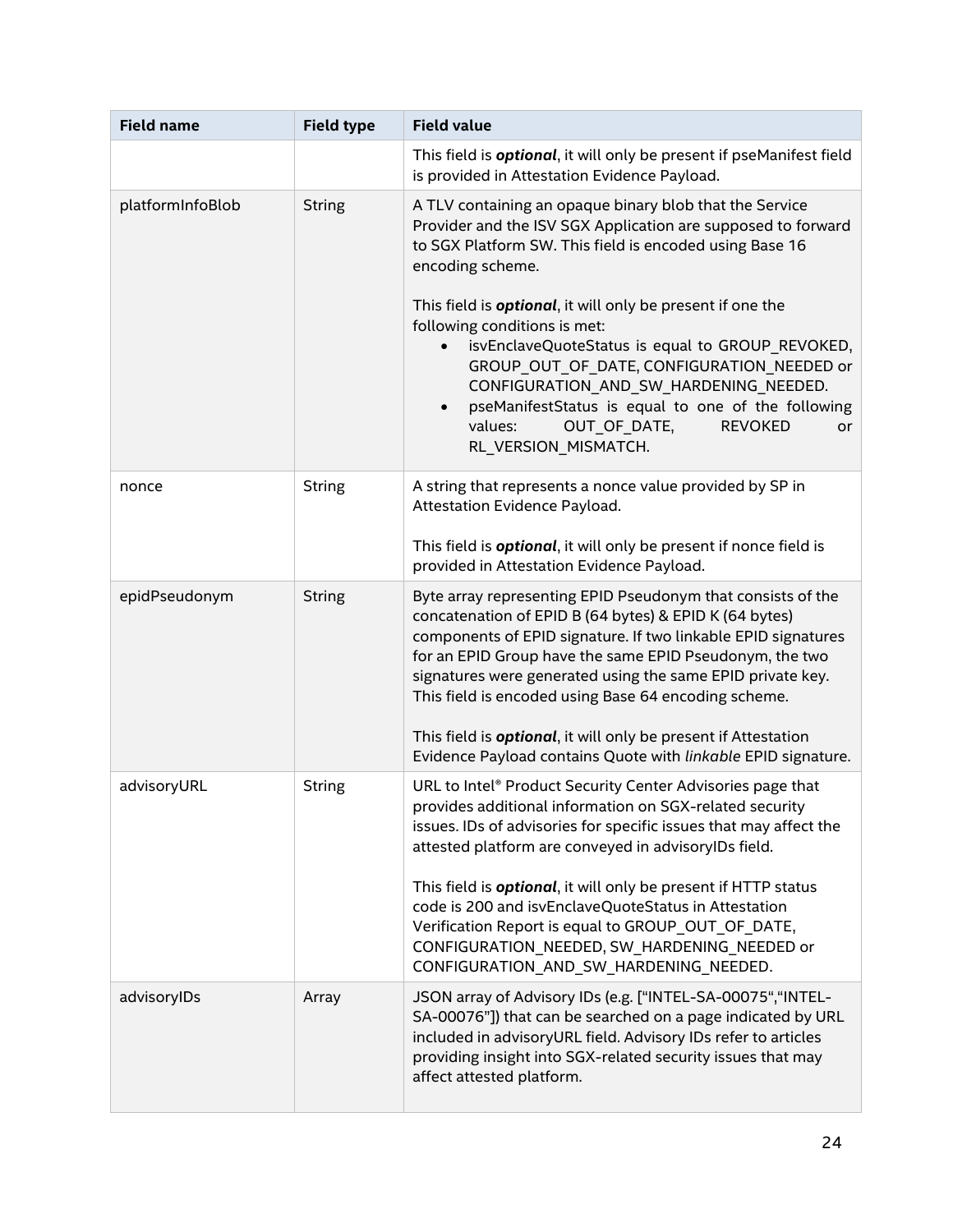| Field name | Field type | Field value |
|---|---|---|
| | | This field is ***optional***, it will only be present if pseManifest field is provided in Attestation Evidence Payload. |
| platformInfoBlob | String | A TLV containing an opaque binary blob that the Service Provider and the ISV SGX Application are supposed to forward to SGX Platform SW. This field is encoded using Base 16 encoding scheme.<br><br>This field is ***optional***, it will only be present if one the following conditions is met:<br>• isvEnclaveQuoteStatus is equal to GROUP_REVOKED, GROUP_OUT_OF_DATE, CONFIGURATION_NEEDED or CONFIGURATION_AND_SW_HARDENING_NEEDED.<br>• pseManifestStatus is equal to one of the following values: OUT_OF_DATE, REVOKED or RL_VERSION_MISMATCH. |
| nonce | String | A string that represents a nonce value provided by SP in Attestation Evidence Payload.<br><br>This field is ***optional***, it will only be present if nonce field is provided in Attestation Evidence Payload. |
| epidPseudonym | String | Byte array representing EPID Pseudonym that consists of the concatenation of EPID B (64 bytes) & EPID K (64 bytes) components of EPID signature. If two linkable EPID signatures for an EPID Group have the same EPID Pseudonym, the two signatures were generated using the same EPID private key. This field is encoded using Base 64 encoding scheme.<br><br>This field is ***optional***, it will only be present if Attestation Evidence Payload contains Quote with *linkable* EPID signature. |
| advisoryURL | String | URL to Intel® Product Security Center Advisories page that provides additional information on SGX-related security issues. IDs of advisories for specific issues that may affect the attested platform are conveyed in advisoryIDs field.<br><br>This field is ***optional***, it will only be present if HTTP status code is 200 and isvEnclaveQuoteStatus in Attestation Verification Report is equal to GROUP_OUT_OF_DATE, CONFIGURATION_NEEDED, SW_HARDENING_NEEDED or CONFIGURATION_AND_SW_HARDENING_NEEDED. |
| advisoryIDs | Array | JSON array of Advisory IDs (e.g. ["INTEL-SA-00075“,“INTEL-SA-00076”]) that can be searched on a page indicated by URL included in advisoryURL field. Advisory IDs refer to articles providing insight into SGX-related security issues that may affect attested platform. |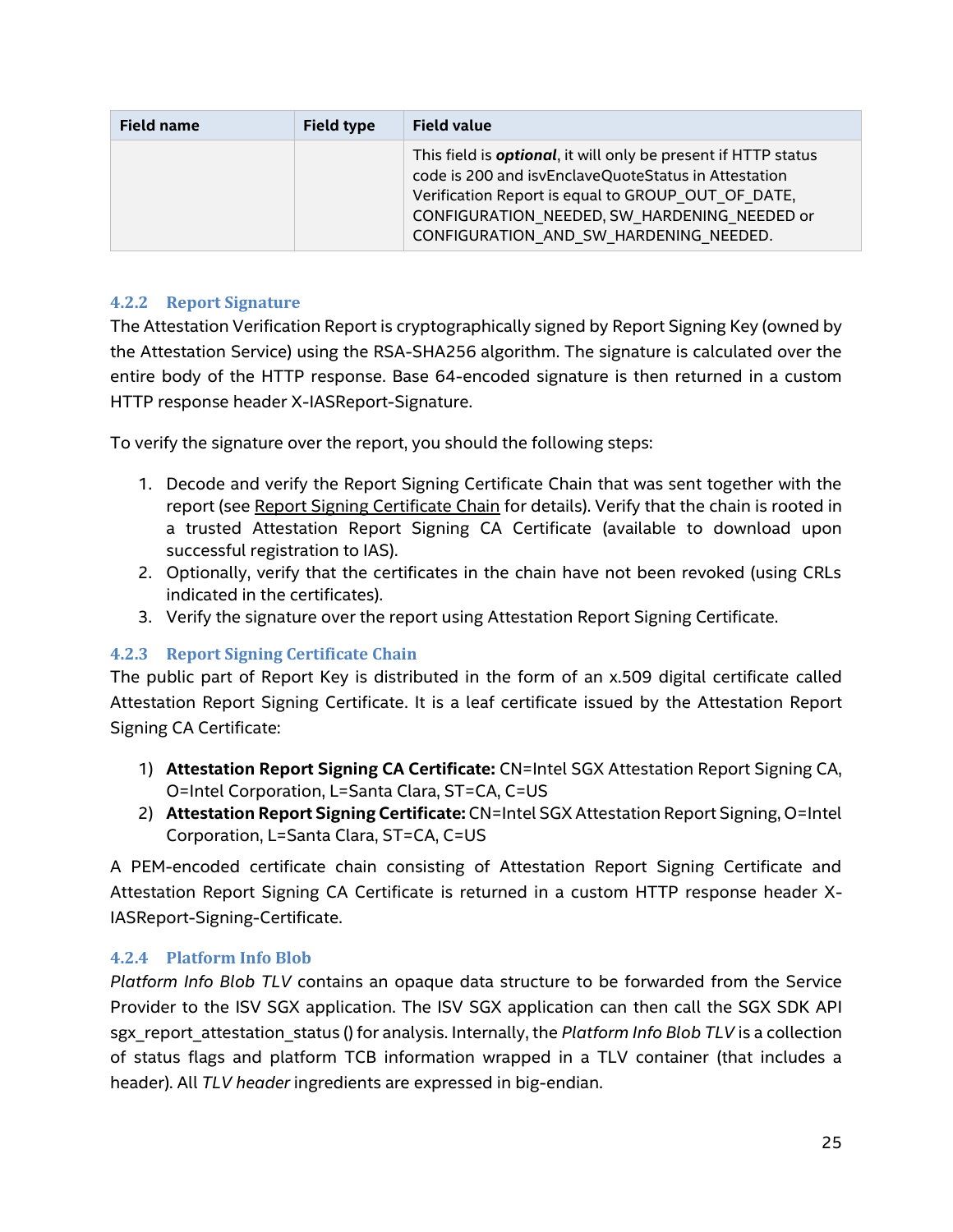| Field name | Field type | Field value |
|---|---|---|
| | | This field is ***optional***, it will only be present if HTTP status code is 200 and isvEnclaveQuoteStatus in Attestation Verification Report is equal to GROUP_OUT_OF_DATE, CONFIGURATION_NEEDED, SW_HARDENING_NEEDED or CONFIGURATION_AND_SW_HARDENING_NEEDED. |

### 4.2.2 Report Signature

The Attestation Verification Report is cryptographically signed by Report Signing Key (owned by the Attestation Service) using the RSA-SHA256 algorithm. The signature is calculated over the entire body of the HTTP response. Base 64-encoded signature is then returned in a custom HTTP response header X-IASReport-Signature.

To verify the signature over the report, you should the following steps:

1. Decode and verify the Report Signing Certificate Chain that was sent together with the report (see Report Signing Certificate Chain for details). Verify that the chain is rooted in a trusted Attestation Report Signing CA Certificate (available to download upon successful registration to IAS).
2. Optionally, verify that the certificates in the chain have not been revoked (using CRLs indicated in the certificates).
3. Verify the signature over the report using Attestation Report Signing Certificate.

### 4.2.3 Report Signing Certificate Chain

The public part of Report Key is distributed in the form of an x.509 digital certificate called Attestation Report Signing Certificate. It is a leaf certificate issued by the Attestation Report Signing CA Certificate:

1) **Attestation Report Signing CA Certificate:** CN=Intel SGX Attestation Report Signing CA, O=Intel Corporation, L=Santa Clara, ST=CA, C=US
2) **Attestation Report Signing Certificate:** CN=Intel SGX Attestation Report Signing, O=Intel Corporation, L=Santa Clara, ST=CA, C=US

A PEM-encoded certificate chain consisting of Attestation Report Signing Certificate and Attestation Report Signing CA Certificate is returned in a custom HTTP response header X-IASReport-Signing-Certificate.

### 4.2.4 Platform Info Blob

*Platform Info Blob TLV* contains an opaque data structure to be forwarded from the Service Provider to the ISV SGX application. The ISV SGX application can then call the SGX SDK API sgx_report_attestation_status () for analysis. Internally, the *Platform Info Blob TLV* is a collection of status flags and platform TCB information wrapped in a TLV container (that includes a header). All *TLV header* ingredients are expressed in big-endian.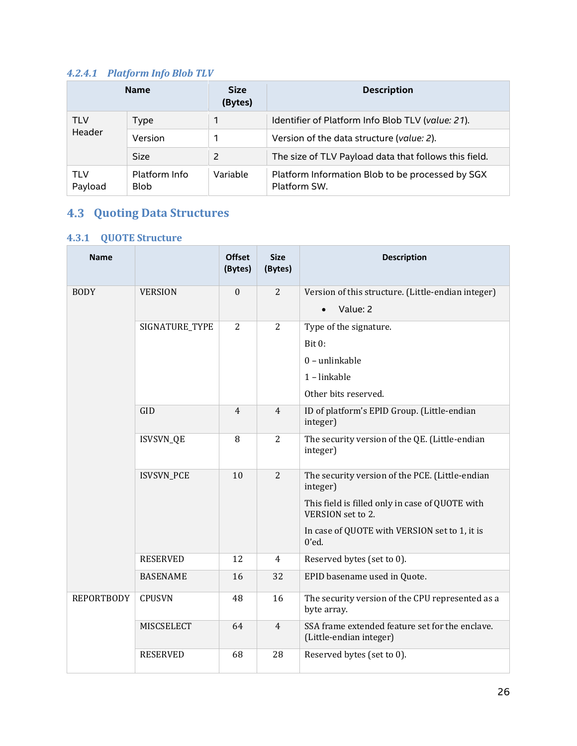#### 4.2.4.1 Platform Info Blob TLV

| Name | | Size (Bytes) | Description |
|---|---|---|---|
| TLV Header | Type | 1 | Identifier of Platform Info Blob TLV (*value: 21*). |
| | Version | 1 | Version of the data structure (*value: 2*). |
| | Size | 2 | The size of TLV Payload data that follows this field. |
| TLV Payload | Platform Info Blob | Variable | Platform Information Blob to be processed by SGX Platform SW. |

## 4.3 Quoting Data Structures

### 4.3.1 QUOTE Structure

| Name | | Offset (Bytes) | Size (Bytes) | Description |
|---|---|---|---|---|
| BODY | VERSION | 0 | 2 | Version of this structure. (Little-endian integer)<br>• Value: 2 |
| | SIGNATURE_TYPE | 2 | 2 | Type of the signature.<br>Bit 0:<br>0 – unlinkable<br>1 – linkable<br>Other bits reserved. |
| | GID | 4 | 4 | ID of platform's EPID Group. (Little-endian integer) |
| | ISVSVN_QE | 8 | 2 | The security version of the QE. (Little-endian integer) |
| | ISVSVN_PCE | 10 | 2 | The security version of the PCE. (Little-endian integer)<br>This field is filled only in case of QUOTE with VERSION set to 2.<br>In case of QUOTE with VERSION set to 1, it is 0'ed. |
| | RESERVED | 12 | 4 | Reserved bytes (set to 0). |
| | BASENAME | 16 | 32 | EPID basename used in Quote. |
| REPORTBODY | CPUSVN | 48 | 16 | The security version of the CPU represented as a byte array. |
| | MISCSELECT | 64 | 4 | SSA frame extended feature set for the enclave. (Little-endian integer) |
| | RESERVED | 68 | 28 | Reserved bytes (set to 0). |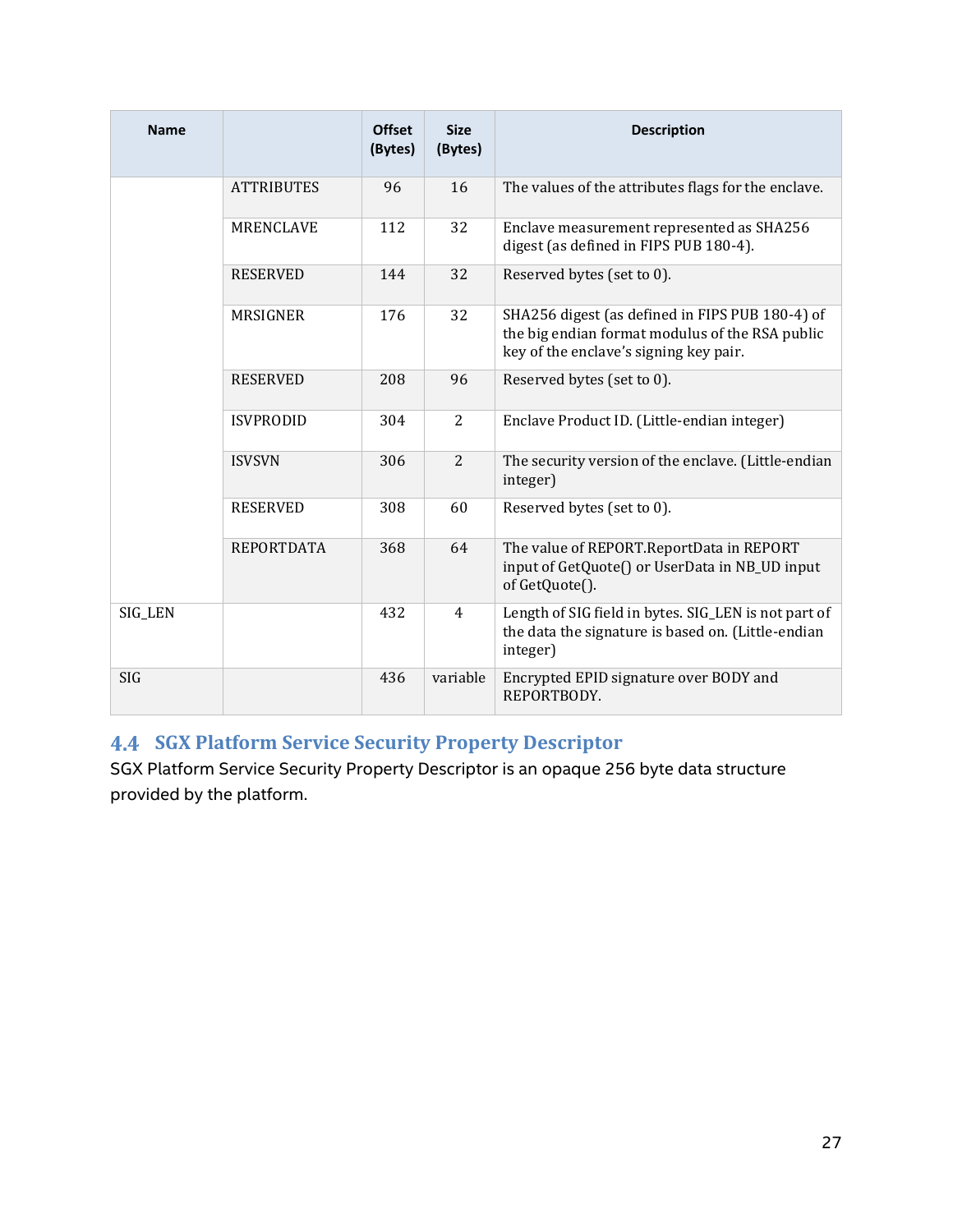| Name | | Offset (Bytes) | Size (Bytes) | Description |
|---|---|---|---|---|
| | ATTRIBUTES | 96 | 16 | The values of the attributes flags for the enclave. |
| | MRENCLAVE | 112 | 32 | Enclave measurement represented as SHA256 digest (as defined in FIPS PUB 180-4). |
| | RESERVED | 144 | 32 | Reserved bytes (set to 0). |
| | MRSIGNER | 176 | 32 | SHA256 digest (as defined in FIPS PUB 180-4) of the big endian format modulus of the RSA public key of the enclave's signing key pair. |
| | RESERVED | 208 | 96 | Reserved bytes (set to 0). |
| | ISVPRODID | 304 | 2 | Enclave Product ID. (Little-endian integer) |
| | ISVSVN | 306 | 2 | The security version of the enclave. (Little-endian integer) |
| | RESERVED | 308 | 60 | Reserved bytes (set to 0). |
| | REPORTDATA | 368 | 64 | The value of REPORT.ReportData in REPORT input of GetQuote() or UserData in NB_UD input of GetQuote(). |
| SIG_LEN | | 432 | 4 | Length of SIG field in bytes. SIG_LEN is not part of the data the signature is based on. (Little-endian integer) |
| SIG | | 436 | variable | Encrypted EPID signature over BODY and REPORTBODY. |

## 4.4 SGX Platform Service Security Property Descriptor

SGX Platform Service Security Property Descriptor is an opaque 256 byte data structure provided by the platform.